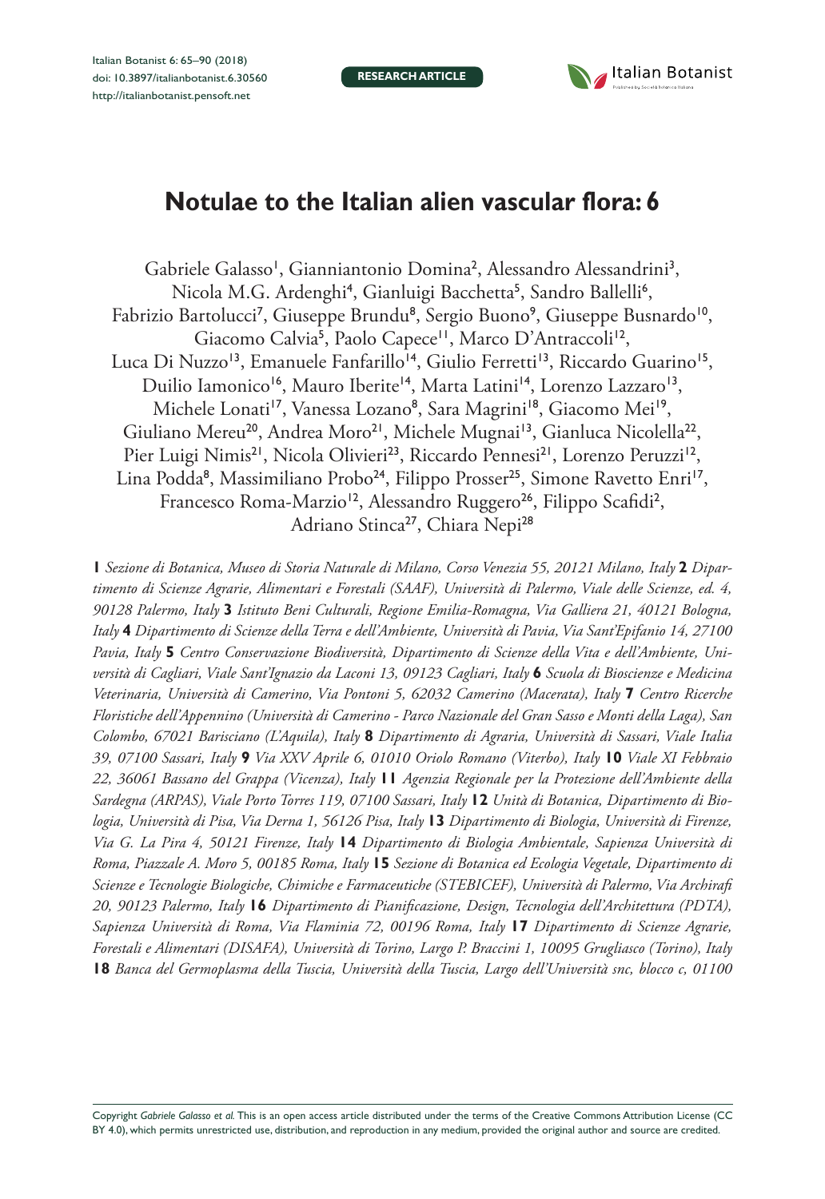RESEARCH ARTICLE

# Notulae to the Italian alien vascular flora: 6

Gabriele Galasso[1], Gianniantonio Domina[2], Alessandro Alessandrini[3], Nicola M.G. Ardenghi[4], Gianluigi Bacchetta[5], Sandro Ballelli[6], Fabrizio Bartolucci[7], Giuseppe Brundu[8], Sergio Buono[9], Giuseppe Busnardo[10], Giacomo Calvia[5], Paolo Capece[11], Marco D'Antraccoli[12], Luca Di Nuzzo[13], Emanuele Fanfarillo[14], Giulio Ferretti[13], Riccardo Guarino[15], Duilio Iamonico[16], Mauro Iberite[14], Marta Latini[14], Lorenzo Lazzaro[13], Michele Lonati[17], Vanessa Lozano[8], Sara Magrini[18], Giacomo Mei[19], Giuliano Mereu[20], Andrea Moro[21], Michele Mugnai[13], Gianluca Nicolella[22], Pier Luigi Nimis[21], Nicola Olivieri[23], Riccardo Pennesi[21], Lorenzo Peruzzi[12], Lina Podda[8], Massimiliano Probo[24], Filippo Prosser[25], Simone Ravetto Enri[17], Francesco Roma-Marzio[12], Alessandro Ruggero[26], Filippo Scafidi[2], Adriano Stinca[27], Chiara Nepi[28]

**1** *Sezione di Botanica, Museo di Storia Naturale di Milano, Corso Venezia 55, 20121 Milano, Italy* **2** *Dipartimento di Scienze Agrarie, Alimentari e Forestali (SAAF), Università di Palermo, Viale delle Scienze, ed. 4, 90128 Palermo, Italy* **3** *Istituto Beni Culturali, Regione Emilia-Romagna, Via Galliera 21, 40121 Bologna, Italy* **4** *Dipartimento di Scienze della Terra e dell'Ambiente, Università di Pavia, Via Sant'Epifanio 14, 27100 Pavia, Italy* **5** *Centro Conservazione Biodiversità, Dipartimento di Scienze della Vita e dell'Ambiente, Università di Cagliari, Viale Sant'Ignazio da Laconi 13, 09123 Cagliari, Italy* **6** *Scuola di Bioscienze e Medicina Veterinaria, Università di Camerino, Via Pontoni 5, 62032 Camerino (Macerata), Italy* **7** *Centro Ricerche Floristiche dell'Appennino (Università di Camerino - Parco Nazionale del Gran Sasso e Monti della Laga), San Colombo, 67021 Barisciano (L'Aquila), Italy* **8** *Dipartimento di Agraria, Università di Sassari, Viale Italia 39, 07100 Sassari, Italy* **9** *Via XXV Aprile 6, 01010 Oriolo Romano (Viterbo), Italy* **10** *Viale XI Febbraio 22, 36061 Bassano del Grappa (Vicenza), Italy* **11** *Agenzia Regionale per la Protezione dell'Ambiente della Sardegna (ARPAS), Viale Porto Torres 119, 07100 Sassari, Italy* **12** *Unità di Botanica, Dipartimento di Biologia, Università di Pisa, Via Derna 1, 56126 Pisa, Italy* **13** *Dipartimento di Biologia, Università di Firenze, Via G. La Pira 4, 50121 Firenze, Italy* **14** *Dipartimento di Biologia Ambientale, Sapienza Università di Roma, Piazzale A. Moro 5, 00185 Roma, Italy* **15** *Sezione di Botanica ed Ecologia Vegetale, Dipartimento di Scienze e Tecnologie Biologiche, Chimiche e Farmaceutiche (STEBICEF), Università di Palermo, Via Archirafi 20, 90123 Palermo, Italy* **16** *Dipartimento di Pianificazione, Design, Tecnologia dell'Architettura (PDTA), Sapienza Università di Roma, Via Flaminia 72, 00196 Roma, Italy* **17** *Dipartimento di Scienze Agrarie, Forestali e Alimentari (DISAFA), Università di Torino, Largo P. Braccini 1, 10095 Grugliasco (Torino), Italy* **18** *Banca del Germoplasma della Tuscia, Università della Tuscia, Largo dell'Università snc, blocco c, 01100*

Copyright *Gabriele Galasso et al.* This is an open access article distributed under the terms of the Creative Commons Attribution License (CC BY 4.0), which permits unrestricted use, distribution, and reproduction in any medium, provided the original author and source are credited.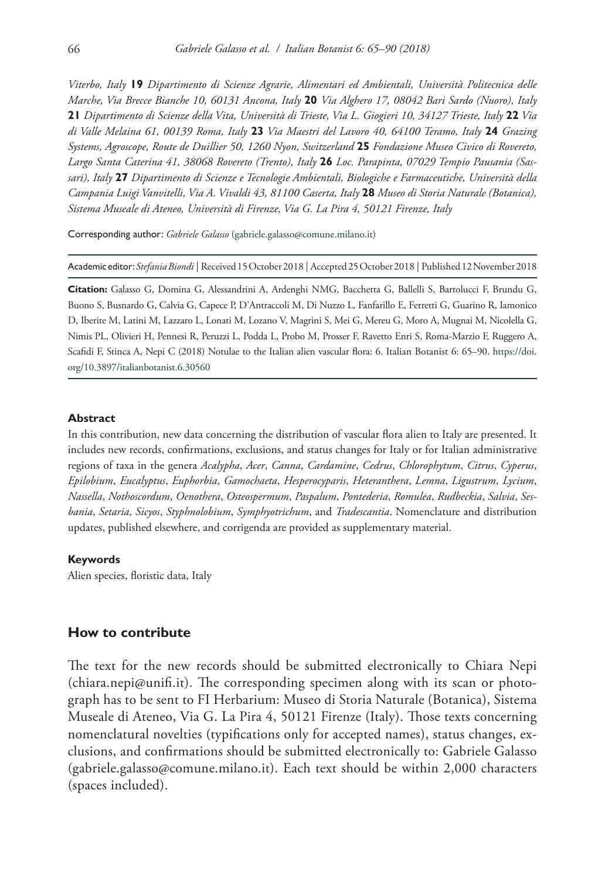*Viterbo, Italy* **19** *Dipartimento di Scienze Agrarie, Alimentari ed Ambientali, Università Politecnica delle Marche, Via Brecce Bianche 10, 60131 Ancona, Italy* **20** *Via Alghero 17, 08042 Bari Sardo (Nuoro), Italy* **21** *Dipartimento di Scienze della Vita, Università di Trieste, Via L. Giogieri 10, 34127 Trieste, Italy* **22** *Via di Valle Melaina 61, 00139 Roma, Italy* **23** *Via Maestri del Lavoro 40, 64100 Teramo, Italy* **24** *Grazing Systems, Agroscope, Route de Duillier 50, 1260 Nyon, Switzerland* **25** *Fondazione Museo Civico di Rovereto, Largo Santa Caterina 41, 38068 Rovereto (Trento), Italy* **26** *Loc. Parapinta, 07029 Tempio Pausania (Sassari), Italy* **27** *Dipartimento di Scienze e Tecnologie Ambientali, Biologiche e Farmaceutiche, Università della Campania Luigi Vanvitelli, Via A. Vivaldi 43, 81100 Caserta, Italy* **28** *Museo di Storia Naturale (Botanica), Sistema Museale di Ateneo, Università di Firenze, Via G. La Pira 4, 50121 Firenze, Italy*

Corresponding author: *Gabriele Galasso* (gabriele.galasso@comune.milano.it)

Academic editor: *Stefania Biondi* | Received 15 October 2018 | Accepted 25 October 2018 | Published 12 November 2018

**Citation:** Galasso G, Domina G, Alessandrini A, Ardenghi NMG, Bacchetta G, Ballelli S, Bartolucci F, Brundu G, Buono S, Busnardo G, Calvia G, Capece P, D'Antraccoli M, Di Nuzzo L, Fanfarillo E, Ferretti G, Guarino R, Iamonico D, Iberite M, Latini M, Lazzaro L, Lonati M, Lozano V, Magrini S, Mei G, Mereu G, Moro A, Mugnai M, Nicolella G, Nimis PL, Olivieri H, Pennesi R, Peruzzi L, Podda L, Probo M, Prosser F, Ravetto Enri S, Roma-Marzio F, Ruggero A, Scafidi F, Stinca A, Nepi C (2018) Notulae to the Italian alien vascular flora: 6. Italian Botanist 6: 65–90. https://doi.org/10.3897/italianbotanist.6.30560

#### Abstract

In this contribution, new data concerning the distribution of vascular flora alien to Italy are presented. It includes new records, confirmations, exclusions, and status changes for Italy or for Italian administrative regions of taxa in the genera *Acalypha*, *Acer*, *Canna*, *Cardamine*, *Cedrus*, *Chlorophytum*, *Citrus*, *Cyperus*, *Epilobium*, *Eucalyptus*, *Euphorbia*, *Gamochaeta*, *Hesperocyparis*, *Heteranthera*, *Lemna*, *Ligustrum*, *Lycium*, *Nassella*, *Nothoscordum*, *Oenothera*, *Osteospermum*, *Paspalum*, *Pontederia*, *Romulea*, *Rudbeckia*, *Salvia*, *Sesbania*, *Setaria*, *Sicyos*, *Styphnolobium*, *Symphyotrichum*, and *Tradescantia*. Nomenclature and distribution updates, published elsewhere, and corrigenda are provided as supplementary material.

#### Keywords

Alien species, floristic data, Italy

## How to contribute

The text for the new records should be submitted electronically to Chiara Nepi (chiara.nepi@unifi.it). The corresponding specimen along with its scan or photograph has to be sent to FI Herbarium: Museo di Storia Naturale (Botanica), Sistema Museale di Ateneo, Via G. La Pira 4, 50121 Firenze (Italy). Those texts concerning nomenclatural novelties (typifications only for accepted names), status changes, exclusions, and confirmations should be submitted electronically to: Gabriele Galasso (gabriele.galasso@comune.milano.it). Each text should be within 2,000 characters (spaces included).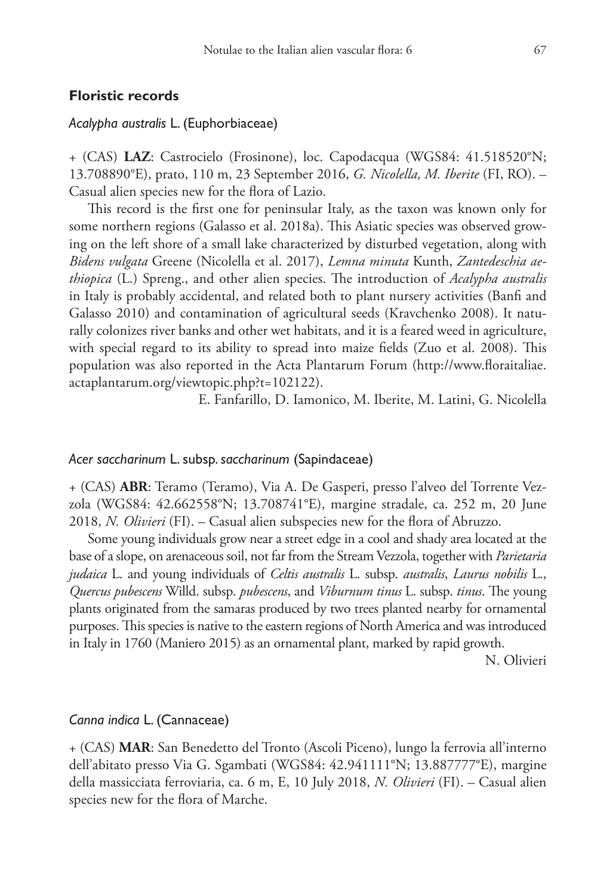## Floristic records

### *Acalypha australis* L. (Euphorbiaceae)

+ (CAS) **LAZ**: Castrocielo (Frosinone), loc. Capodacqua (WGS84: 41.518520°N; 13.708890°E), prato, 110 m, 23 September 2016, *G. Nicolella, M. Iberite* (FI, RO). – Casual alien species new for the flora of Lazio.

This record is the first one for peninsular Italy, as the taxon was known only for some northern regions (Galasso et al. 2018a). This Asiatic species was observed growing on the left shore of a small lake characterized by disturbed vegetation, along with *Bidens vulgata* Greene (Nicolella et al. 2017), *Lemna minuta* Kunth, *Zantedeschia aethiopica* (L.) Spreng., and other alien species. The introduction of *Acalypha australis* in Italy is probably accidental, and related both to plant nursery activities (Banfi and Galasso 2010) and contamination of agricultural seeds (Kravchenko 2008). It naturally colonizes river banks and other wet habitats, and it is a feared weed in agriculture, with special regard to its ability to spread into maize fields (Zuo et al. 2008). This population was also reported in the Acta Plantarum Forum (http://www.floraitaliae.actaplantarum.org/viewtopic.php?t=102122).

E. Fanfarillo, D. Iamonico, M. Iberite, M. Latini, G. Nicolella

### *Acer saccharinum* L. subsp. *saccharinum* (Sapindaceae)

+ (CAS) **ABR**: Teramo (Teramo), Via A. De Gasperi, presso l'alveo del Torrente Vezzola (WGS84: 42.662558°N; 13.708741°E), margine stradale, ca. 252 m, 20 June 2018, *N. Olivieri* (FI). – Casual alien subspecies new for the flora of Abruzzo.

Some young individuals grow near a street edge in a cool and shady area located at the base of a slope, on arenaceous soil, not far from the Stream Vezzola, together with *Parietaria judaica* L. and young individuals of *Celtis australis* L. subsp. *australis*, *Laurus nobilis* L., *Quercus pubescens* Willd. subsp. *pubescens*, and *Viburnum tinus* L. subsp. *tinus*. The young plants originated from the samaras produced by two trees planted nearby for ornamental purposes. This species is native to the eastern regions of North America and was introduced in Italy in 1760 (Maniero 2015) as an ornamental plant, marked by rapid growth.

N. Olivieri

### *Canna indica* L. (Cannaceae)

+ (CAS) **MAR**: San Benedetto del Tronto (Ascoli Piceno), lungo la ferrovia all'interno dell'abitato presso Via G. Sgambati (WGS84: 42.941111°N; 13.887777°E), margine della massicciata ferroviaria, ca. 6 m, E, 10 July 2018, *N. Olivieri* (FI). – Casual alien species new for the flora of Marche.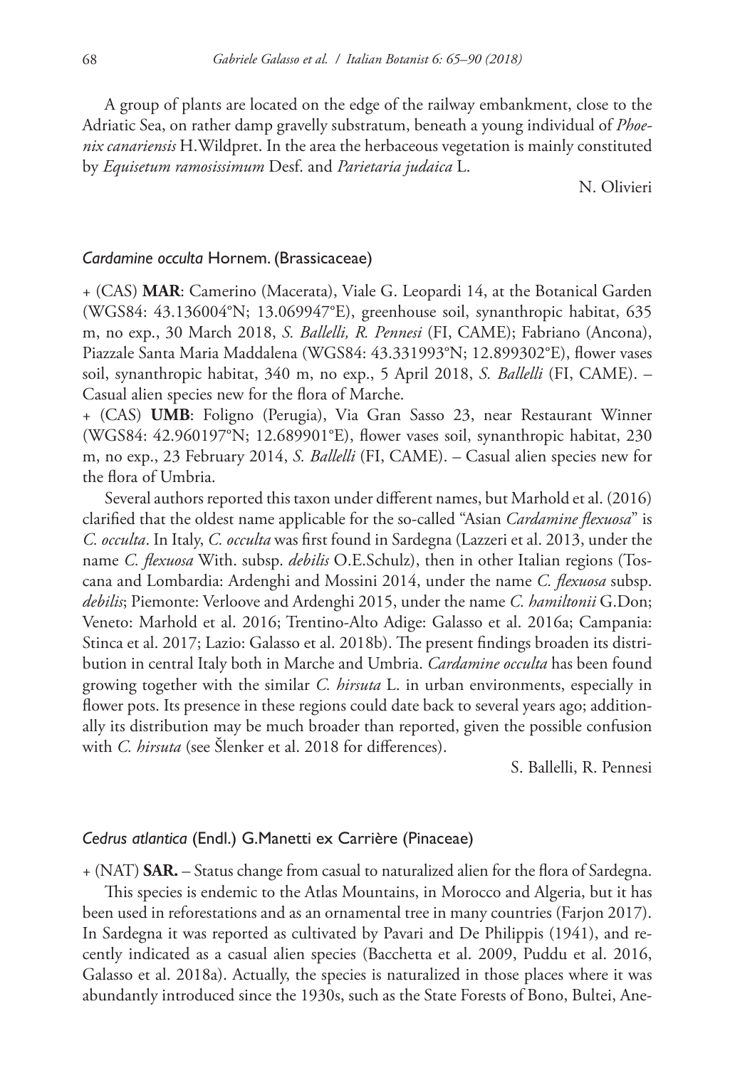A group of plants are located on the edge of the railway embankment, close to the Adriatic Sea, on rather damp gravelly substratum, beneath a young individual of *Phoenix canariensis* H.Wildpret. In the area the herbaceous vegetation is mainly constituted by *Equisetum ramosissimum* Desf. and *Parietaria judaica* L.

N. Olivieri

### *Cardamine occulta* Hornem. (Brassicaceae)

+ (CAS) **MAR**: Camerino (Macerata), Viale G. Leopardi 14, at the Botanical Garden (WGS84: 43.136004°N; 13.069947°E), greenhouse soil, synanthropic habitat, 635 m, no exp., 30 March 2018, *S. Ballelli, R. Pennesi* (FI, CAME); Fabriano (Ancona), Piazzale Santa Maria Maddalena (WGS84: 43.331993°N; 12.899302°E), flower vases soil, synanthropic habitat, 340 m, no exp., 5 April 2018, *S. Ballelli* (FI, CAME). – Casual alien species new for the flora of Marche.

+ (CAS) **UMB**: Foligno (Perugia), Via Gran Sasso 23, near Restaurant Winner (WGS84: 42.960197°N; 12.689901°E), flower vases soil, synanthropic habitat, 230 m, no exp., 23 February 2014, *S. Ballelli* (FI, CAME). – Casual alien species new for the flora of Umbria.

Several authors reported this taxon under different names, but Marhold et al. (2016) clarified that the oldest name applicable for the so-called "Asian *Cardamine flexuosa*" is *C. occulta*. In Italy, *C. occulta* was first found in Sardegna (Lazzeri et al. 2013, under the name *C. flexuosa* With. subsp. *debilis* O.E.Schulz), then in other Italian regions (Toscana and Lombardia: Ardenghi and Mossini 2014, under the name *C. flexuosa* subsp. *debilis*; Piemonte: Verloove and Ardenghi 2015, under the name *C. hamiltonii* G.Don; Veneto: Marhold et al. 2016; Trentino-Alto Adige: Galasso et al. 2016a; Campania: Stinca et al. 2017; Lazio: Galasso et al. 2018b). The present findings broaden its distribution in central Italy both in Marche and Umbria. *Cardamine occulta* has been found growing together with the similar *C. hirsuta* L. in urban environments, especially in flower pots. Its presence in these regions could date back to several years ago; additionally its distribution may be much broader than reported, given the possible confusion with *C. hirsuta* (see Šlenker et al. 2018 for differences).

S. Ballelli, R. Pennesi

### *Cedrus atlantica* (Endl.) G.Manetti ex Carrière (Pinaceae)

+ (NAT) **SAR.** – Status change from casual to naturalized alien for the flora of Sardegna.

This species is endemic to the Atlas Mountains, in Morocco and Algeria, but it has been used in reforestations and as an ornamental tree in many countries (Farjon 2017). In Sardegna it was reported as cultivated by Pavari and De Philippis (1941), and recently indicated as a casual alien species (Bacchetta et al. 2009, Puddu et al. 2016, Galasso et al. 2018a). Actually, the species is naturalized in those places where it was abundantly introduced since the 1930s, such as the State Forests of Bono, Bultei, Ane-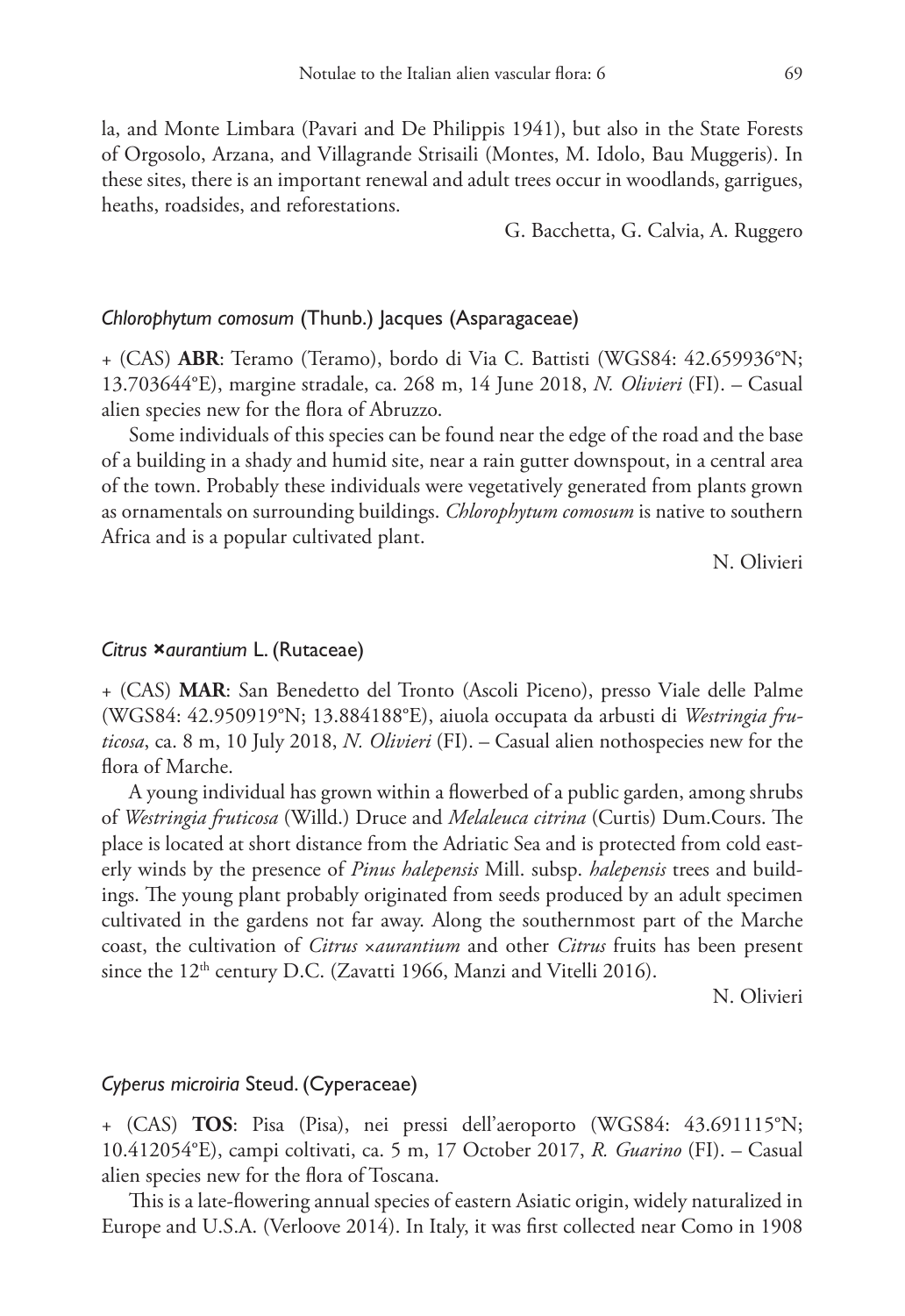la, and Monte Limbara (Pavari and De Philippis 1941), but also in the State Forests of Orgosolo, Arzana, and Villagrande Strisaili (Montes, M. Idolo, Bau Muggeris). In these sites, there is an important renewal and adult trees occur in woodlands, garrigues, heaths, roadsides, and reforestations.

G. Bacchetta, G. Calvia, A. Ruggero

### *Chlorophytum comosum* (Thunb.) Jacques (Asparagaceae)

+ (CAS) **ABR**: Teramo (Teramo), bordo di Via C. Battisti (WGS84: 42.659936°N; 13.703644°E), margine stradale, ca. 268 m, 14 June 2018, *N. Olivieri* (FI). – Casual alien species new for the flora of Abruzzo.

Some individuals of this species can be found near the edge of the road and the base of a building in a shady and humid site, near a rain gutter downspout, in a central area of the town. Probably these individuals were vegetatively generated from plants grown as ornamentals on surrounding buildings. *Chlorophytum comosum* is native to southern Africa and is a popular cultivated plant.

N. Olivieri

### *Citrus* ×*aurantium* L. (Rutaceae)

+ (CAS) **MAR**: San Benedetto del Tronto (Ascoli Piceno), presso Viale delle Palme (WGS84: 42.950919°N; 13.884188°E), aiuola occupata da arbusti di *Westringia fruticosa*, ca. 8 m, 10 July 2018, *N. Olivieri* (FI). – Casual alien nothospecies new for the flora of Marche.

A young individual has grown within a flowerbed of a public garden, among shrubs of *Westringia fruticosa* (Willd.) Druce and *Melaleuca citrina* (Curtis) Dum.Cours. The place is located at short distance from the Adriatic Sea and is protected from cold easterly winds by the presence of *Pinus halepensis* Mill. subsp. *halepensis* trees and buildings. The young plant probably originated from seeds produced by an adult specimen cultivated in the gardens not far away. Along the southernmost part of the Marche coast, the cultivation of *Citrus* ×*aurantium* and other *Citrus* fruits has been present since the 12th century D.C. (Zavatti 1966, Manzi and Vitelli 2016).

N. Olivieri

### *Cyperus microiria* Steud. (Cyperaceae)

+ (CAS) **TOS**: Pisa (Pisa), nei pressi dell'aeroporto (WGS84: 43.691115°N; 10.412054°E), campi coltivati, ca. 5 m, 17 October 2017, *R. Guarino* (FI). – Casual alien species new for the flora of Toscana.

This is a late-flowering annual species of eastern Asiatic origin, widely naturalized in Europe and U.S.A. (Verloove 2014). In Italy, it was first collected near Como in 1908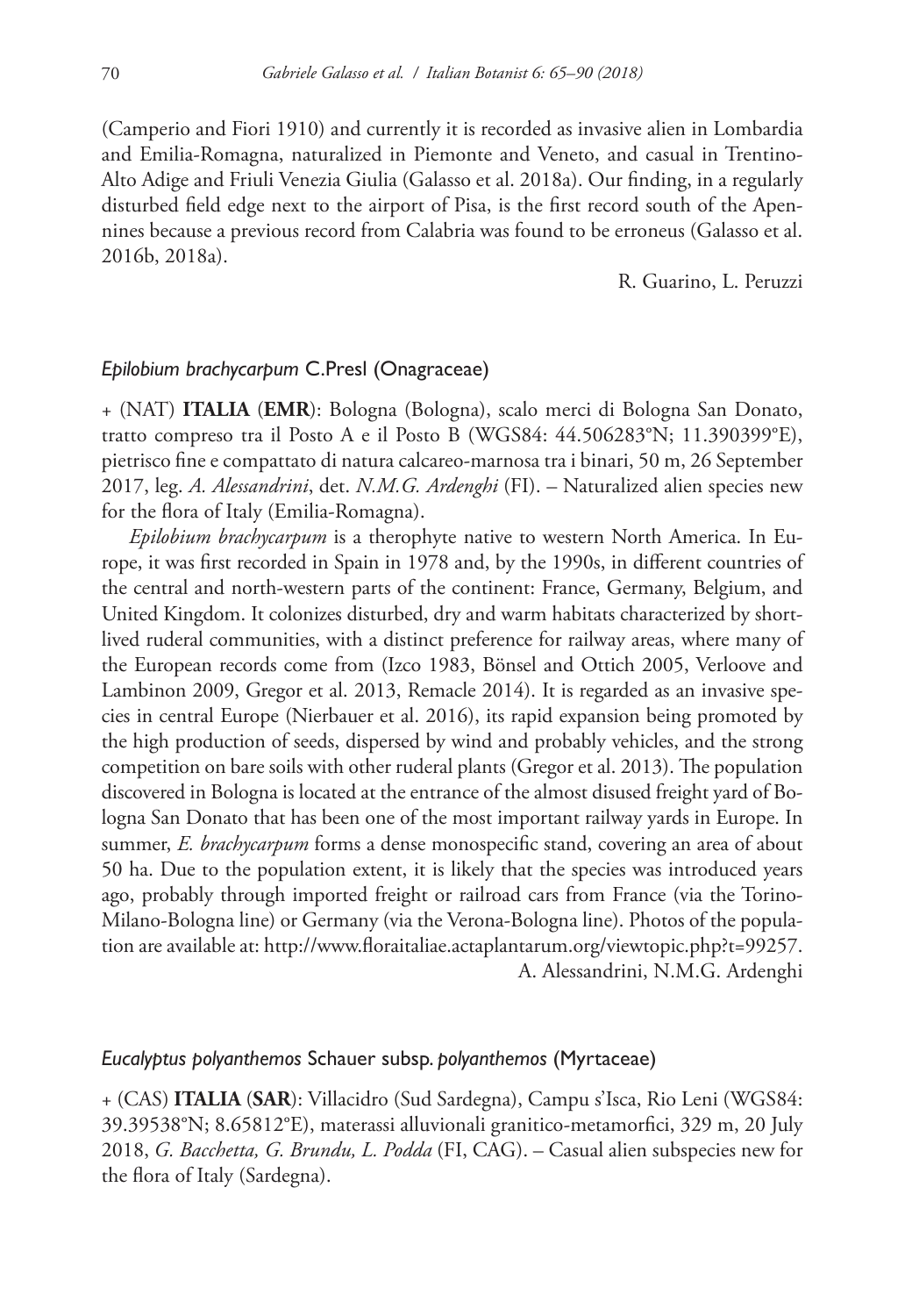(Camperio and Fiori 1910) and currently it is recorded as invasive alien in Lombardia and Emilia-Romagna, naturalized in Piemonte and Veneto, and casual in Trentino-Alto Adige and Friuli Venezia Giulia (Galasso et al. 2018a). Our finding, in a regularly disturbed field edge next to the airport of Pisa, is the first record south of the Apennines because a previous record from Calabria was found to be erroneous (Galasso et al. 2016b, 2018a).

R. Guarino, L. Peruzzi

### *Epilobium brachycarpum* C.Presl (Onagraceae)

+ (NAT) **ITALIA** (**EMR**): Bologna (Bologna), scalo merci di Bologna San Donato, tratto compreso tra il Posto A e il Posto B (WGS84: 44.506283°N; 11.390399°E), pietrisco fine e compattato di natura calcareo-marnosa tra i binari, 50 m, 26 September 2017, leg. *A. Alessandrini*, det. *N.M.G. Ardenghi* (FI). – Naturalized alien species new for the flora of Italy (Emilia-Romagna).

*Epilobium brachycarpum* is a therophyte native to western North America. In Europe, it was first recorded in Spain in 1978 and, by the 1990s, in different countries of the central and north-western parts of the continent: France, Germany, Belgium, and United Kingdom. It colonizes disturbed, dry and warm habitats characterized by short-lived ruderal communities, with a distinct preference for railway areas, where many of the European records come from (Izco 1983, Bönsel and Ottich 2005, Verloove and Lambinon 2009, Gregor et al. 2013, Remacle 2014). It is regarded as an invasive species in central Europe (Nierbauer et al. 2016), its rapid expansion being promoted by the high production of seeds, dispersed by wind and probably vehicles, and the strong competition on bare soils with other ruderal plants (Gregor et al. 2013). The population discovered in Bologna is located at the entrance of the almost disused freight yard of Bologna San Donato that has been one of the most important railway yards in Europe. In summer, *E. brachycarpum* forms a dense monospecific stand, covering an area of about 50 ha. Due to the population extent, it is likely that the species was introduced years ago, probably through imported freight or railroad cars from France (via the Torino-Milano-Bologna line) or Germany (via the Verona-Bologna line). Photos of the population are available at: http://www.floraitaliae.actaplantarum.org/viewtopic.php?t=99257.

A. Alessandrini, N.M.G. Ardenghi

### *Eucalyptus polyanthemos* Schauer subsp. *polyanthemos* (Myrtaceae)

+ (CAS) **ITALIA** (**SAR**): Villacidro (Sud Sardegna), Campu s'Isca, Rio Leni (WGS84: 39.39538°N; 8.65812°E), materassi alluvionali granitico-metamorfici, 329 m, 20 July 2018, *G. Bacchetta, G. Brundu, L. Podda* (FI, CAG). – Casual alien subspecies new for the flora of Italy (Sardegna).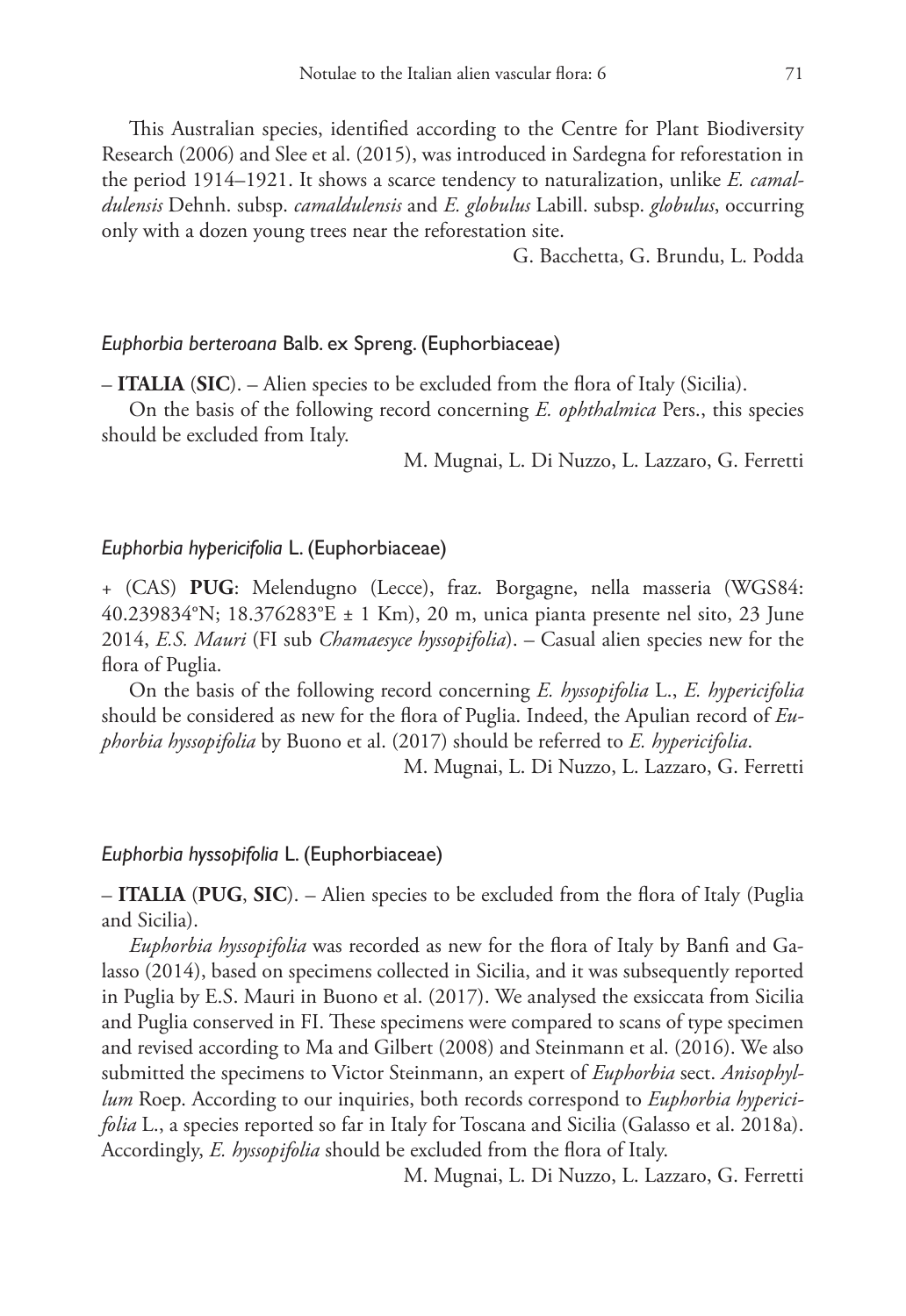This Australian species, identified according to the Centre for Plant Biodiversity Research (2006) and Slee et al. (2015), was introduced in Sardegna for reforestation in the period 1914–1921. It shows a scarce tendency to naturalization, unlike *E. camaldulensis* Dehnh. subsp. *camaldulensis* and *E. globulus* Labill. subsp. *globulus*, occurring only with a dozen young trees near the reforestation site.

G. Bacchetta, G. Brundu, L. Podda

### *Euphorbia berteroana* Balb. ex Spreng. (Euphorbiaceae)

– **ITALIA** (**SIC**). – Alien species to be excluded from the flora of Italy (Sicilia).

On the basis of the following record concerning *E. ophthalmica* Pers., this species should be excluded from Italy.

M. Mugnai, L. Di Nuzzo, L. Lazzaro, G. Ferretti

### *Euphorbia hypericifolia* L. (Euphorbiaceae)

+ (CAS) **PUG**: Melendugno (Lecce), fraz. Borgagne, nella masseria (WGS84: 40.239834°N; 18.376283°E ± 1 Km), 20 m, unica pianta presente nel sito, 23 June 2014, *E.S. Mauri* (FI sub *Chamaesyce hyssopifolia*). – Casual alien species new for the flora of Puglia.

On the basis of the following record concerning *E. hyssopifolia* L., *E. hypericifolia* should be considered as new for the flora of Puglia. Indeed, the Apulian record of *Euphorbia hyssopifolia* by Buono et al. (2017) should be referred to *E. hypericifolia*.

M. Mugnai, L. Di Nuzzo, L. Lazzaro, G. Ferretti

### *Euphorbia hyssopifolia* L. (Euphorbiaceae)

– **ITALIA** (**PUG**, **SIC**). – Alien species to be excluded from the flora of Italy (Puglia and Sicilia).

*Euphorbia hyssopifolia* was recorded as new for the flora of Italy by Banfi and Galasso (2014), based on specimens collected in Sicilia, and it was subsequently reported in Puglia by E.S. Mauri in Buono et al. (2017). We analysed the exsiccata from Sicilia and Puglia conserved in FI. These specimens were compared to scans of type specimen and revised according to Ma and Gilbert (2008) and Steinmann et al. (2016). We also submitted the specimens to Victor Steinmann, an expert of *Euphorbia* sect. *Anisophyllum* Roep. According to our inquiries, both records correspond to *Euphorbia hypericifolia* L., a species reported so far in Italy for Toscana and Sicilia (Galasso et al. 2018a). Accordingly, *E. hyssopifolia* should be excluded from the flora of Italy.

M. Mugnai, L. Di Nuzzo, L. Lazzaro, G. Ferretti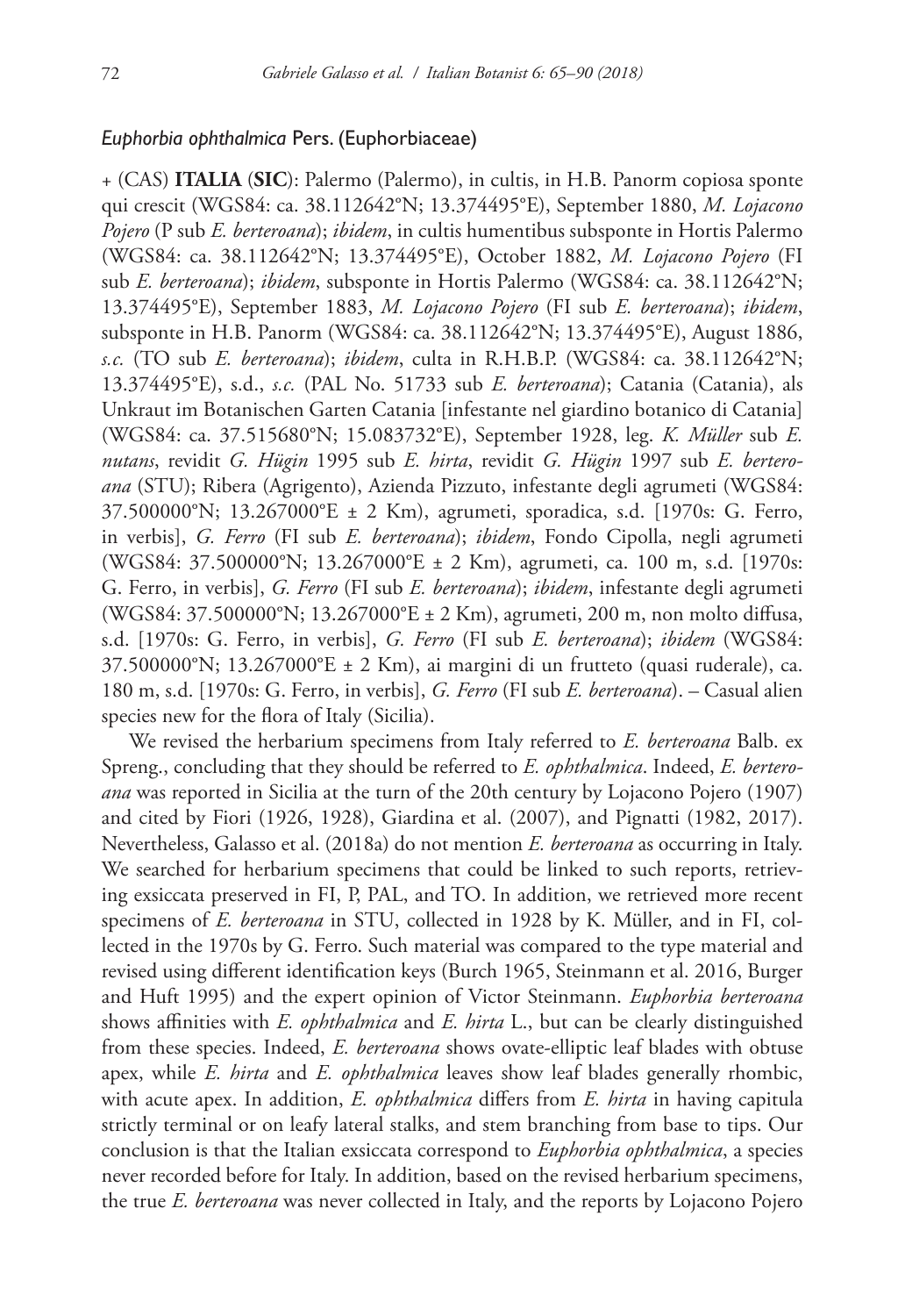### *Euphorbia ophthalmica* Pers. (Euphorbiaceae)

+ (CAS) **ITALIA** (**SIC**): Palermo (Palermo), in cultis, in H.B. Panorm copiosa sponte qui crescit (WGS84: ca. 38.112642°N; 13.374495°E), September 1880, *M. Lojacono Pojero* (P sub *E. berteroana*); *ibidem*, in cultis humentibus subsponte in Hortis Palermo (WGS84: ca. 38.112642°N; 13.374495°E), October 1882, *M. Lojacono Pojero* (FI sub *E. berteroana*); *ibidem*, subsponte in Hortis Palermo (WGS84: ca. 38.112642°N; 13.374495°E), September 1883, *M. Lojacono Pojero* (FI sub *E. berteroana*); *ibidem*, subsponte in H.B. Panorm (WGS84: ca. 38.112642°N; 13.374495°E), August 1886, *s.c.* (TO sub *E. berteroana*); *ibidem*, culta in R.H.B.P. (WGS84: ca. 38.112642°N; 13.374495°E), s.d., *s.c.* (PAL No. 51733 sub *E. berteroana*); Catania (Catania), als Unkraut im Botanischen Garten Catania [infestante nel giardino botanico di Catania] (WGS84: ca. 37.515680°N; 15.083732°E), September 1928, leg. *K. Müller* sub *E. nutans*, revidit *G. Hügin* 1995 sub *E. hirta*, revidit *G. Hügin* 1997 sub *E. berteroana* (STU); Ribera (Agrigento), Azienda Pizzuto, infestante degli agrumeti (WGS84: 37.500000°N; 13.267000°E ± 2 Km), agrumeti, sporadica, s.d. [1970s: G. Ferro, in verbis], *G. Ferro* (FI sub *E. berteroana*); *ibidem*, Fondo Cipolla, negli agrumeti (WGS84: 37.500000°N; 13.267000°E ± 2 Km), agrumeti, ca. 100 m, s.d. [1970s: G. Ferro, in verbis], *G. Ferro* (FI sub *E. berteroana*); *ibidem*, infestante degli agrumeti (WGS84: 37.500000°N; 13.267000°E ± 2 Km), agrumeti, 200 m, non molto diffusa, s.d. [1970s: G. Ferro, in verbis], *G. Ferro* (FI sub *E. berteroana*); *ibidem* (WGS84: 37.500000°N; 13.267000°E ± 2 Km), ai margini di un frutteto (quasi ruderale), ca. 180 m, s.d. [1970s: G. Ferro, in verbis], *G. Ferro* (FI sub *E. berteroana*). – Casual alien species new for the flora of Italy (Sicilia).

We revised the herbarium specimens from Italy referred to *E. berteroana* Balb. ex Spreng., concluding that they should be referred to *E. ophthalmica*. Indeed, *E. berteroana* was reported in Sicilia at the turn of the 20th century by Lojacono Pojero (1907) and cited by Fiori (1926, 1928), Giardina et al. (2007), and Pignatti (1982, 2017). Nevertheless, Galasso et al. (2018a) do not mention *E. berteroana* as occurring in Italy. We searched for herbarium specimens that could be linked to such reports, retrieving exsiccata preserved in FI, P, PAL, and TO. In addition, we retrieved more recent specimens of *E. berteroana* in STU, collected in 1928 by K. Müller, and in FI, collected in the 1970s by G. Ferro. Such material was compared to the type material and revised using different identification keys (Burch 1965, Steinmann et al. 2016, Burger and Huft 1995) and the expert opinion of Victor Steinmann. *Euphorbia berteroana* shows affinities with *E. ophthalmica* and *E. hirta* L., but can be clearly distinguished from these species. Indeed, *E. berteroana* shows ovate-elliptic leaf blades with obtuse apex, while *E. hirta* and *E. ophthalmica* leaves show leaf blades generally rhombic, with acute apex. In addition, *E. ophthalmica* differs from *E. hirta* in having capitula strictly terminal or on leafy lateral stalks, and stem branching from base to tips. Our conclusion is that the Italian exsiccata correspond to *Euphorbia ophthalmica*, a species never recorded before for Italy. In addition, based on the revised herbarium specimens, the true *E. berteroana* was never collected in Italy, and the reports by Lojacono Pojero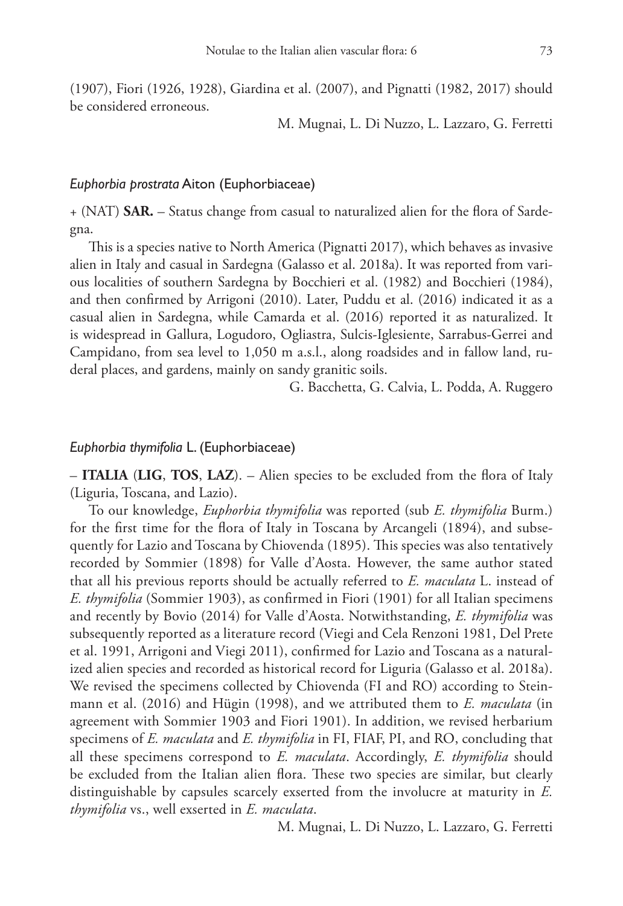(1907), Fiori (1926, 1928), Giardina et al. (2007), and Pignatti (1982, 2017) should be considered erroneous.

M. Mugnai, L. Di Nuzzo, L. Lazzaro, G. Ferretti

### *Euphorbia prostrata* Aiton (Euphorbiaceae)

+ (NAT) **SAR.** – Status change from casual to naturalized alien for the flora of Sardegna.

This is a species native to North America (Pignatti 2017), which behaves as invasive alien in Italy and casual in Sardegna (Galasso et al. 2018a). It was reported from various localities of southern Sardegna by Bocchieri et al. (1982) and Bocchieri (1984), and then confirmed by Arrigoni (2010). Later, Puddu et al. (2016) indicated it as a casual alien in Sardegna, while Camarda et al. (2016) reported it as naturalized. It is widespread in Gallura, Logudoro, Ogliastra, Sulcis-Iglesiente, Sarrabus-Gerrei and Campidano, from sea level to 1,050 m a.s.l., along roadsides and in fallow land, ruderal places, and gardens, mainly on sandy granitic soils.

G. Bacchetta, G. Calvia, L. Podda, A. Ruggero

### *Euphorbia thymifolia* L. (Euphorbiaceae)

– **ITALIA** (**LIG**, **TOS**, **LAZ**). – Alien species to be excluded from the flora of Italy (Liguria, Toscana, and Lazio).

To our knowledge, *Euphorbia thymifolia* was reported (sub *E. thymifolia* Burm.) for the first time for the flora of Italy in Toscana by Arcangeli (1894), and subsequently for Lazio and Toscana by Chiovenda (1895). This species was also tentatively recorded by Sommier (1898) for Valle d'Aosta. However, the same author stated that all his previous reports should be actually referred to *E. maculata* L. instead of *E. thymifolia* (Sommier 1903), as confirmed in Fiori (1901) for all Italian specimens and recently by Bovio (2014) for Valle d'Aosta. Notwithstanding, *E. thymifolia* was subsequently reported as a literature record (Viegi and Cela Renzoni 1981, Del Prete et al. 1991, Arrigoni and Viegi 2011), confirmed for Lazio and Toscana as a naturalized alien species and recorded as historical record for Liguria (Galasso et al. 2018a). We revised the specimens collected by Chiovenda (FI and RO) according to Steinmann et al. (2016) and Hügin (1998), and we attributed them to *E. maculata* (in agreement with Sommier 1903 and Fiori 1901). In addition, we revised herbarium specimens of *E. maculata* and *E. thymifolia* in FI, FIAF, PI, and RO, concluding that all these specimens correspond to *E. maculata*. Accordingly, *E. thymifolia* should be excluded from the Italian alien flora. These two species are similar, but clearly distinguishable by capsules scarcely exserted from the involucre at maturity in *E. thymifolia* vs., well exserted in *E. maculata*.

M. Mugnai, L. Di Nuzzo, L. Lazzaro, G. Ferretti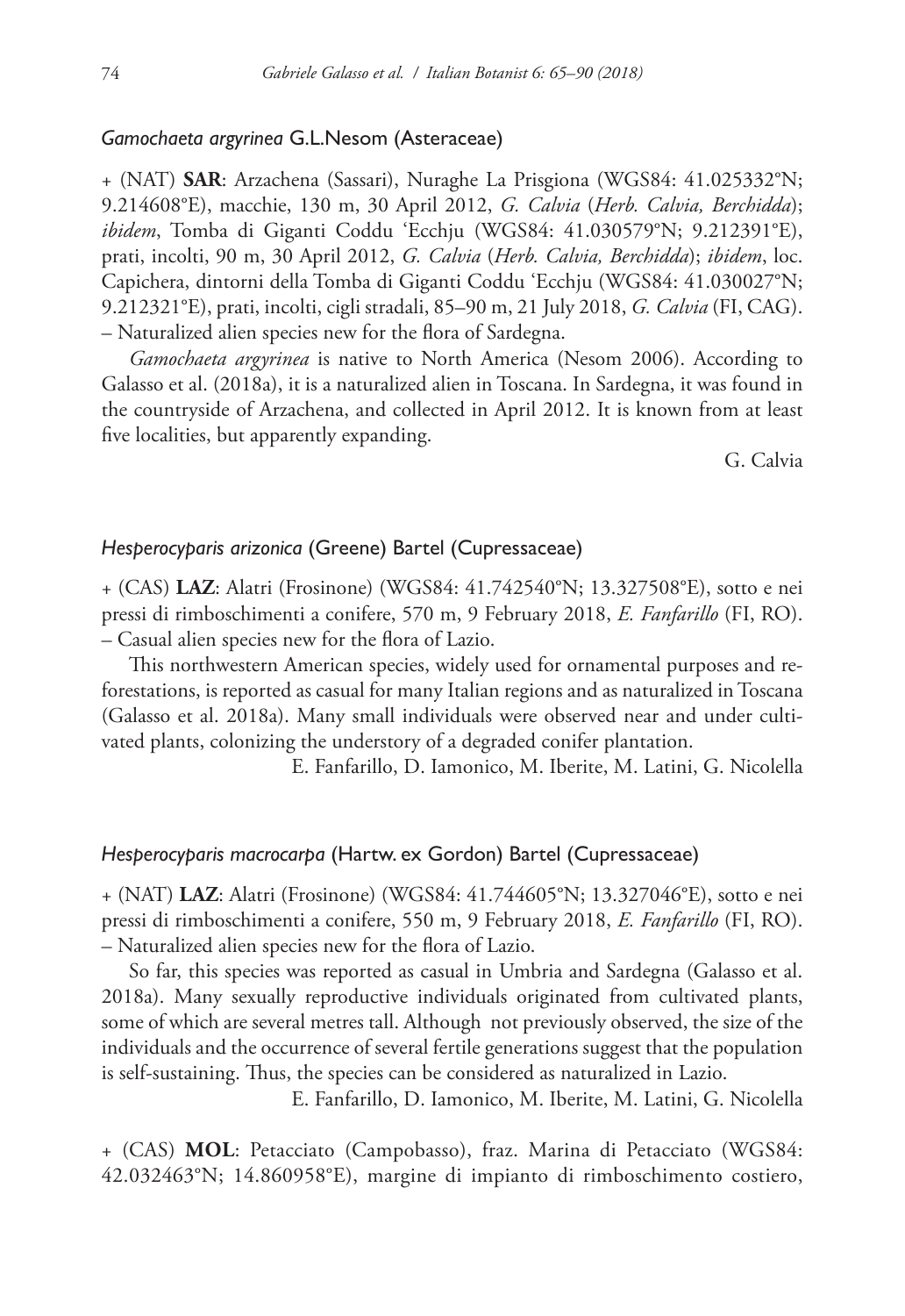### *Gamochaeta argyrinea* G.L.Nesom (Asteraceae)

+ (NAT) **SAR**: Arzachena (Sassari), Nuraghe La Prisgiona (WGS84: 41.025332°N; 9.214608°E), macchie, 130 m, 30 April 2012, *G. Calvia* (*Herb. Calvia, Berchidda*); *ibidem*, Tomba di Giganti Coddu 'Ecchju (WGS84: 41.030579°N; 9.212391°E), prati, incolti, 90 m, 30 April 2012, *G. Calvia* (*Herb. Calvia, Berchidda*); *ibidem*, loc. Capichera, dintorni della Tomba di Giganti Coddu 'Ecchju (WGS84: 41.030027°N; 9.212321°E), prati, incolti, cigli stradali, 85–90 m, 21 July 2018, *G. Calvia* (FI, CAG). – Naturalized alien species new for the flora of Sardegna.

*Gamochaeta argyrinea* is native to North America (Nesom 2006). According to Galasso et al. (2018a), it is a naturalized alien in Toscana. In Sardegna, it was found in the countryside of Arzachena, and collected in April 2012. It is known from at least five localities, but apparently expanding.

G. Calvia

### *Hesperocyparis arizonica* (Greene) Bartel (Cupressaceae)

+ (CAS) **LAZ**: Alatri (Frosinone) (WGS84: 41.742540°N; 13.327508°E), sotto e nei pressi di rimboschimenti a conifere, 570 m, 9 February 2018, *E. Fanfarillo* (FI, RO). – Casual alien species new for the flora of Lazio.

This northwestern American species, widely used for ornamental purposes and reforestations, is reported as casual for many Italian regions and as naturalized in Toscana (Galasso et al. 2018a). Many small individuals were observed near and under cultivated plants, colonizing the understory of a degraded conifer plantation.

E. Fanfarillo, D. Iamonico, M. Iberite, M. Latini, G. Nicolella

### *Hesperocyparis macrocarpa* (Hartw. ex Gordon) Bartel (Cupressaceae)

+ (NAT) **LAZ**: Alatri (Frosinone) (WGS84: 41.744605°N; 13.327046°E), sotto e nei pressi di rimboschimenti a conifere, 550 m, 9 February 2018, *E. Fanfarillo* (FI, RO). – Naturalized alien species new for the flora of Lazio.

So far, this species was reported as casual in Umbria and Sardegna (Galasso et al. 2018a). Many sexually reproductive individuals originated from cultivated plants, some of which are several metres tall. Although not previously observed, the size of the individuals and the occurrence of several fertile generations suggest that the population is self-sustaining. Thus, the species can be considered as naturalized in Lazio.

E. Fanfarillo, D. Iamonico, M. Iberite, M. Latini, G. Nicolella

+ (CAS) **MOL**: Petacciato (Campobasso), fraz. Marina di Petacciato (WGS84: 42.032463°N; 14.860958°E), margine di impianto di rimboschimento costiero,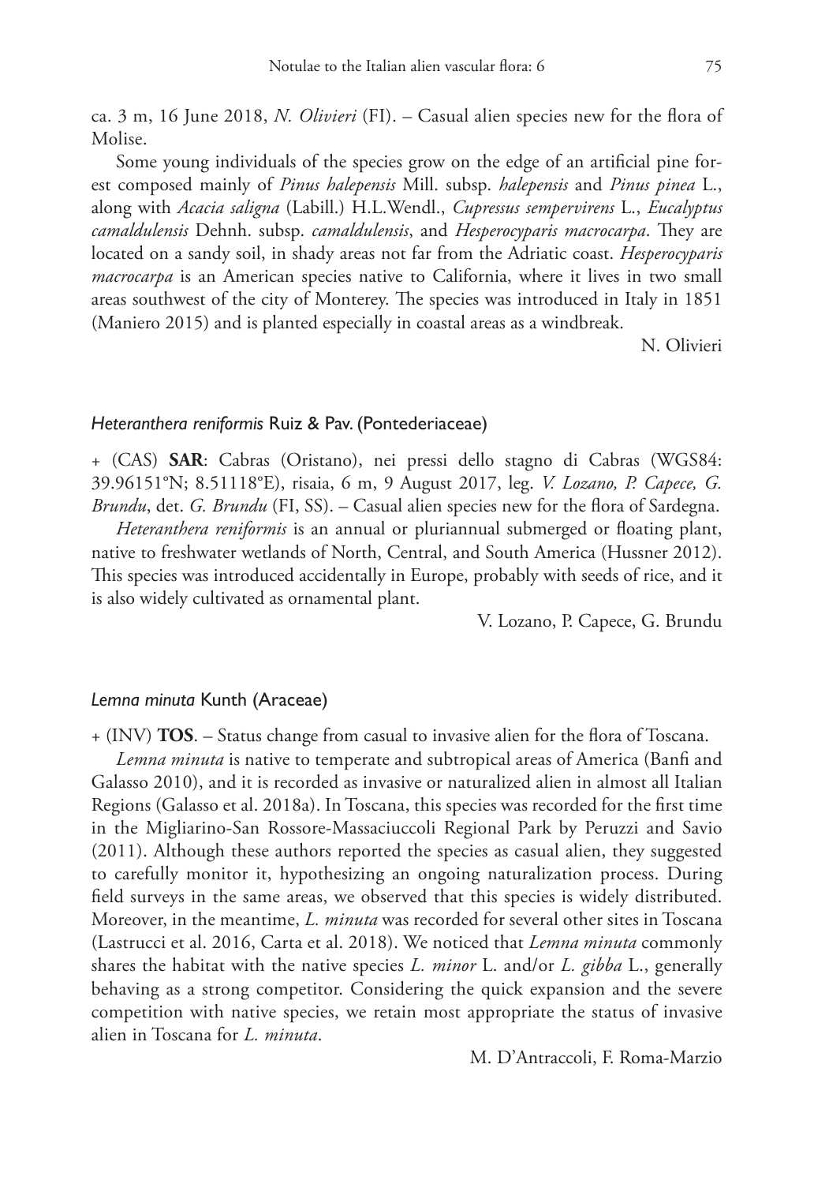ca. 3 m, 16 June 2018, *N. Olivieri* (FI). – Casual alien species new for the flora of Molise.

Some young individuals of the species grow on the edge of an artificial pine forest composed mainly of *Pinus halepensis* Mill. subsp. *halepensis* and *Pinus pinea* L., along with *Acacia saligna* (Labill.) H.L.Wendl., *Cupressus sempervirens* L., *Eucalyptus camaldulensis* Dehnh. subsp. *camaldulensis*, and *Hesperocyparis macrocarpa*. They are located on a sandy soil, in shady areas not far from the Adriatic coast. *Hesperocyparis macrocarpa* is an American species native to California, where it lives in two small areas southwest of the city of Monterey. The species was introduced in Italy in 1851 (Maniero 2015) and is planted especially in coastal areas as a windbreak.

N. Olivieri

### *Heteranthera reniformis* Ruiz & Pav. (Pontederiaceae)

+ (CAS) **SAR**: Cabras (Oristano), nei pressi dello stagno di Cabras (WGS84: 39.96151°N; 8.51118°E), risaia, 6 m, 9 August 2017, leg. *V. Lozano, P. Capece, G. Brundu*, det. *G. Brundu* (FI, SS). – Casual alien species new for the flora of Sardegna.

*Heteranthera reniformis* is an annual or pluriannual submerged or floating plant, native to freshwater wetlands of North, Central, and South America (Hussner 2012). This species was introduced accidentally in Europe, probably with seeds of rice, and it is also widely cultivated as ornamental plant.

V. Lozano, P. Capece, G. Brundu

### *Lemna minuta* Kunth (Araceae)

+ (INV) **TOS**. – Status change from casual to invasive alien for the flora of Toscana.

*Lemna minuta* is native to temperate and subtropical areas of America (Banfi and Galasso 2010), and it is recorded as invasive or naturalized alien in almost all Italian Regions (Galasso et al. 2018a). In Toscana, this species was recorded for the first time in the Migliarino-San Rossore-Massaciuccoli Regional Park by Peruzzi and Savio (2011). Although these authors reported the species as casual alien, they suggested to carefully monitor it, hypothesizing an ongoing naturalization process. During field surveys in the same areas, we observed that this species is widely distributed. Moreover, in the meantime, *L. minuta* was recorded for several other sites in Toscana (Lastrucci et al. 2016, Carta et al. 2018). We noticed that *Lemna minuta* commonly shares the habitat with the native species *L. minor* L. and/or *L. gibba* L., generally behaving as a strong competitor. Considering the quick expansion and the severe competition with native species, we retain most appropriate the status of invasive alien in Toscana for *L. minuta*.

M. D'Antraccoli, F. Roma-Marzio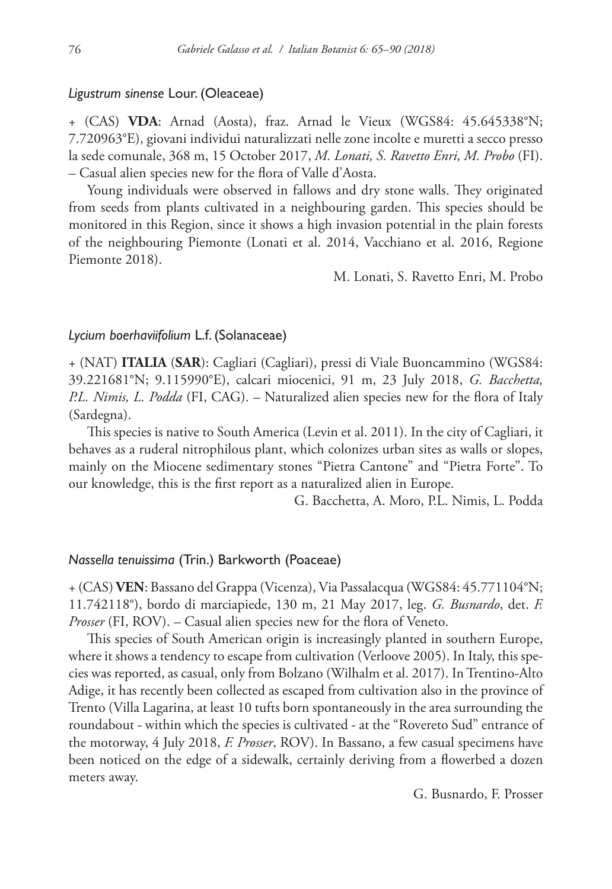*Ligustrum sinense* Lour. (Oleaceae)

+ (CAS) **VDA**: Arnad (Aosta), fraz. Arnad le Vieux (WGS84: 45.645338°N; 7.720963°E), giovani individui naturalizzati nelle zone incolte e muretti a secco presso la sede comunale, 368 m, 15 October 2017, *M. Lonati, S. Ravetto Enri, M. Probo* (FI). – Casual alien species new for the flora of Valle d'Aosta.

Young individuals were observed in fallows and dry stone walls. They originated from seeds from plants cultivated in a neighbouring garden. This species should be monitored in this Region, since it shows a high invasion potential in the plain forests of the neighbouring Piemonte (Lonati et al. 2014, Vacchiano et al. 2016, Regione Piemonte 2018).

M. Lonati, S. Ravetto Enri, M. Probo

*Lycium boerhaviifolium* L.f. (Solanaceae)

+ (NAT) **ITALIA** (**SAR**): Cagliari (Cagliari), pressi di Viale Buoncammino (WGS84: 39.221681°N; 9.115990°E), calcari miocenici, 91 m, 23 July 2018, *G. Bacchetta, P.L. Nimis, L. Podda* (FI, CAG). – Naturalized alien species new for the flora of Italy (Sardegna).

This species is native to South America (Levin et al. 2011). In the city of Cagliari, it behaves as a ruderal nitrophilous plant, which colonizes urban sites as walls or slopes, mainly on the Miocene sedimentary stones "Pietra Cantone" and "Pietra Forte". To our knowledge, this is the first report as a naturalized alien in Europe.

G. Bacchetta, A. Moro, P.L. Nimis, L. Podda

*Nassella tenuissima* (Trin.) Barkworth (Poaceae)

+ (CAS) **VEN**: Bassano del Grappa (Vicenza), Via Passalacqua (WGS84: 45.771104°N; 11.742118°), bordo di marciapiede, 130 m, 21 May 2017, leg. *G. Busnardo*, det. *F. Prosser* (FI, ROV). – Casual alien species new for the flora of Veneto.

This species of South American origin is increasingly planted in southern Europe, where it shows a tendency to escape from cultivation (Verloove 2005). In Italy, this species was reported, as casual, only from Bolzano (Wilhalm et al. 2017). In Trentino-Alto Adige, it has recently been collected as escaped from cultivation also in the province of Trento (Villa Lagarina, at least 10 tufts born spontaneously in the area surrounding the roundabout - within which the species is cultivated - at the "Rovereto Sud" entrance of the motorway, 4 July 2018, *F. Prosser*, ROV). In Bassano, a few casual specimens have been noticed on the edge of a sidewalk, certainly deriving from a flowerbed a dozen meters away.

G. Busnardo, F. Prosser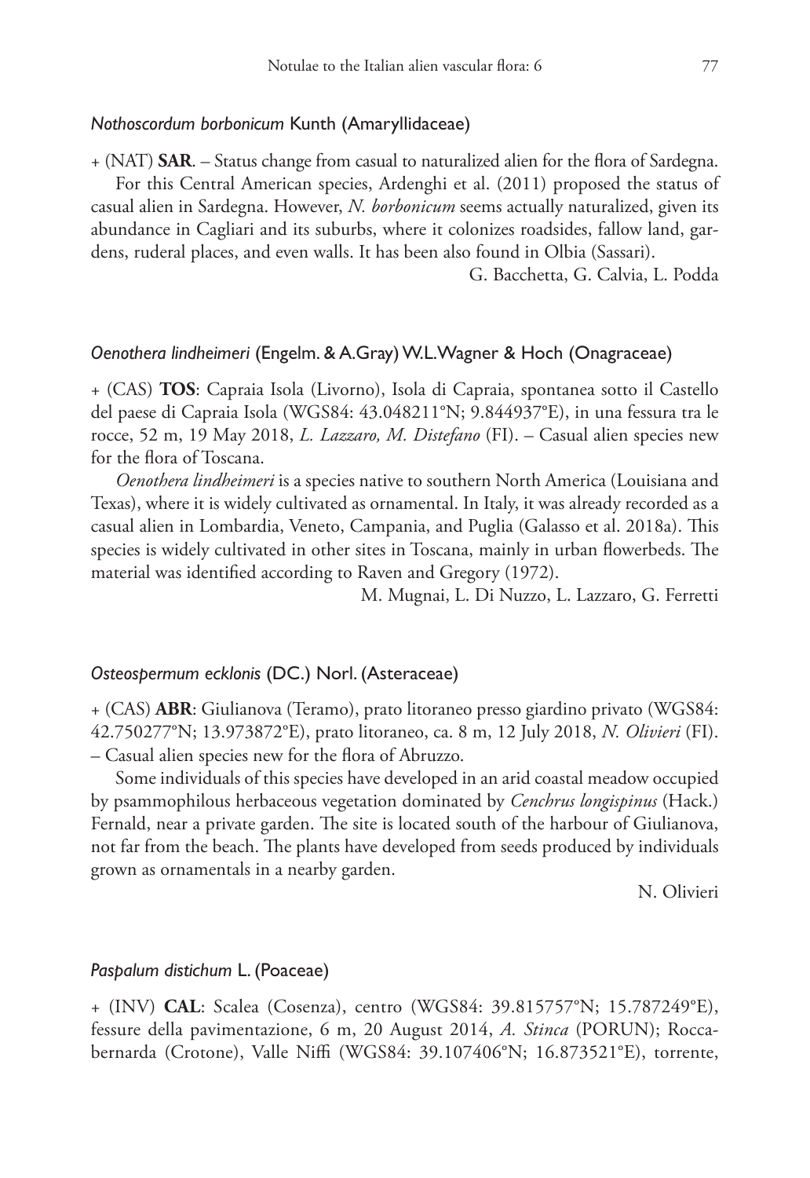### *Nothoscordum borbonicum* Kunth (Amaryllidaceae)

+ (NAT) **SAR**. – Status change from casual to naturalized alien for the flora of Sardegna.

For this Central American species, Ardenghi et al. (2011) proposed the status of casual alien in Sardegna. However, *N. borbonicum* seems actually naturalized, given its abundance in Cagliari and its suburbs, where it colonizes roadsides, fallow land, gardens, ruderal places, and even walls. It has been also found in Olbia (Sassari).

G. Bacchetta, G. Calvia, L. Podda

### *Oenothera lindheimeri* (Engelm. & A.Gray) W.L.Wagner & Hoch (Onagraceae)

+ (CAS) **TOS**: Capraia Isola (Livorno), Isola di Capraia, spontanea sotto il Castello del paese di Capraia Isola (WGS84: 43.048211°N; 9.844937°E), in una fessura tra le rocce, 52 m, 19 May 2018, *L. Lazzaro, M. Distefano* (FI). – Casual alien species new for the flora of Toscana.

*Oenothera lindheimeri* is a species native to southern North America (Louisiana and Texas), where it is widely cultivated as ornamental. In Italy, it was already recorded as a casual alien in Lombardia, Veneto, Campania, and Puglia (Galasso et al. 2018a). This species is widely cultivated in other sites in Toscana, mainly in urban flowerbeds. The material was identified according to Raven and Gregory (1972).

M. Mugnai, L. Di Nuzzo, L. Lazzaro, G. Ferretti

### *Osteospermum ecklonis* (DC.) Norl. (Asteraceae)

+ (CAS) **ABR**: Giulianova (Teramo), prato litoraneo presso giardino privato (WGS84: 42.750277°N; 13.973872°E), prato litoraneo, ca. 8 m, 12 July 2018, *N. Olivieri* (FI). – Casual alien species new for the flora of Abruzzo.

Some individuals of this species have developed in an arid coastal meadow occupied by psammophilous herbaceous vegetation dominated by *Cenchrus longispinus* (Hack.) Fernald, near a private garden. The site is located south of the harbour of Giulianova, not far from the beach. The plants have developed from seeds produced by individuals grown as ornamentals in a nearby garden.

N. Olivieri

### *Paspalum distichum* L. (Poaceae)

+ (INV) **CAL**: Scalea (Cosenza), centro (WGS84: 39.815757°N; 15.787249°E), fessure della pavimentazione, 6 m, 20 August 2014, *A. Stinca* (PORUN); Roccabernarda (Crotone), Valle Niffi (WGS84: 39.107406°N; 16.873521°E), torrente,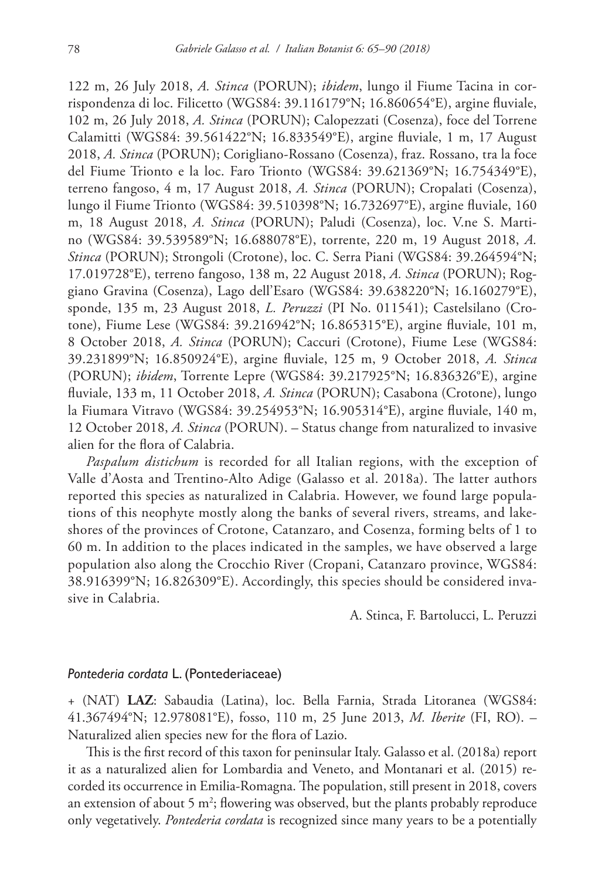122 m, 26 July 2018, *A. Stinca* (PORUN); *ibidem*, lungo il Fiume Tacina in corrispondenza di loc. Filicetto (WGS84: 39.116179°N; 16.860654°E), argine fluviale, 102 m, 26 July 2018, *A. Stinca* (PORUN); Calopezzati (Cosenza), foce del Torrene Calamitti (WGS84: 39.561422°N; 16.833549°E), argine fluviale, 1 m, 17 August 2018, *A. Stinca* (PORUN); Corigliano-Rossano (Cosenza), fraz. Rossano, tra la foce del Fiume Trionto e la loc. Faro Trionto (WGS84: 39.621369°N; 16.754349°E), terreno fangoso, 4 m, 17 August 2018, *A. Stinca* (PORUN); Cropalati (Cosenza), lungo il Fiume Trionto (WGS84: 39.510398°N; 16.732697°E), argine fluviale, 160 m, 18 August 2018, *A. Stinca* (PORUN); Paludi (Cosenza), loc. V.ne S. Martino (WGS84: 39.539589°N; 16.688078°E), torrente, 220 m, 19 August 2018, *A. Stinca* (PORUN); Strongoli (Crotone), loc. C. Serra Piani (WGS84: 39.264594°N; 17.019728°E), terreno fangoso, 138 m, 22 August 2018, *A. Stinca* (PORUN); Roggiano Gravina (Cosenza), Lago dell'Esaro (WGS84: 39.638220°N; 16.160279°E), sponde, 135 m, 23 August 2018, *L. Peruzzi* (PI No. 011541); Castelsilano (Crotone), Fiume Lese (WGS84: 39.216942°N; 16.865315°E), argine fluviale, 101 m, 8 October 2018, *A. Stinca* (PORUN); Caccuri (Crotone), Fiume Lese (WGS84: 39.231899°N; 16.850924°E), argine fluviale, 125 m, 9 October 2018, *A. Stinca* (PORUN); *ibidem*, Torrente Lepre (WGS84: 39.217925°N; 16.836326°E), argine fluviale, 133 m, 11 October 2018, *A. Stinca* (PORUN); Casabona (Crotone), lungo la Fiumara Vitravo (WGS84: 39.254953°N; 16.905314°E), argine fluviale, 140 m, 12 October 2018, *A. Stinca* (PORUN). – Status change from naturalized to invasive alien for the flora of Calabria.

*Paspalum distichum* is recorded for all Italian regions, with the exception of Valle d'Aosta and Trentino-Alto Adige (Galasso et al. 2018a). The latter authors reported this species as naturalized in Calabria. However, we found large populations of this neophyte mostly along the banks of several rivers, streams, and lakeshores of the provinces of Crotone, Catanzaro, and Cosenza, forming belts of 1 to 60 m. In addition to the places indicated in the samples, we have observed a large population also along the Crocchio River (Cropani, Catanzaro province, WGS84: 38.916399°N; 16.826309°E). Accordingly, this species should be considered invasive in Calabria.

A. Stinca, F. Bartolucci, L. Peruzzi

### *Pontederia cordata* L. (Pontederiaceae)

+ (NAT) **LAZ**: Sabaudia (Latina), loc. Bella Farnia, Strada Litoranea (WGS84: 41.367494°N; 12.978081°E), fosso, 110 m, 25 June 2013, *M. Iberite* (FI, RO). – Naturalized alien species new for the flora of Lazio.

This is the first record of this taxon for peninsular Italy. Galasso et al. (2018a) report it as a naturalized alien for Lombardia and Veneto, and Montanari et al. (2015) recorded its occurrence in Emilia-Romagna. The population, still present in 2018, covers an extension of about 5 m$^2$; flowering was observed, but the plants probably reproduce only vegetatively. *Pontederia cordata* is recognized since many years to be a potentially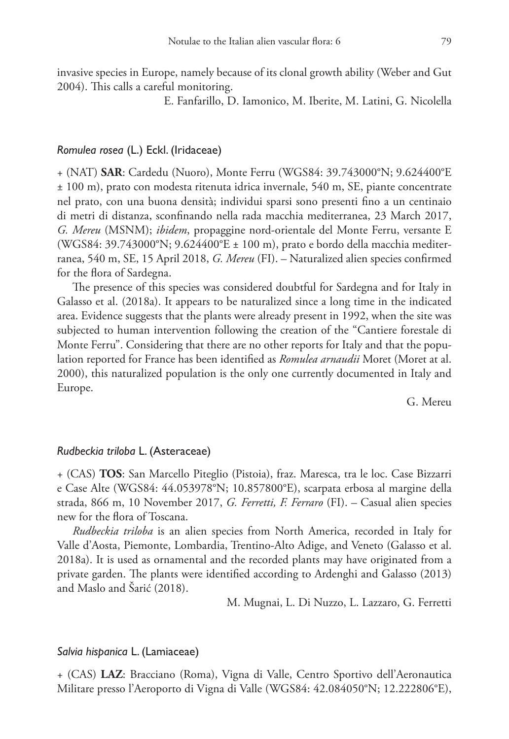invasive species in Europe, namely because of its clonal growth ability (Weber and Gut 2004). This calls a careful monitoring.

E. Fanfarillo, D. Iamonico, M. Iberite, M. Latini, G. Nicolella

### *Romulea rosea* (L.) Eckl. (Iridaceae)

+ (NAT) **SAR**: Cardedu (Nuoro), Monte Ferru (WGS84: 39.743000°N; 9.624400°E ± 100 m), prato con modesta ritenuta idrica invernale, 540 m, SE, piante concentrate nel prato, con una buona densità; individui sparsi sono presenti fino a un centinaio di metri di distanza, sconfinando nella rada macchia mediterranea, 23 March 2017, *G. Mereu* (MSNM); *ibidem*, propaggine nord-orientale del Monte Ferru, versante E (WGS84: 39.743000°N; 9.624400°E ± 100 m), prato e bordo della macchia mediterranea, 540 m, SE, 15 April 2018, *G. Mereu* (FI). – Naturalized alien species confirmed for the flora of Sardegna.

The presence of this species was considered doubtful for Sardegna and for Italy in Galasso et al. (2018a). It appears to be naturalized since a long time in the indicated area. Evidence suggests that the plants were already present in 1992, when the site was subjected to human intervention following the creation of the "Cantiere forestale di Monte Ferru". Considering that there are no other reports for Italy and that the population reported for France has been identified as *Romulea arnaudii* Moret (Moret at al. 2000), this naturalized population is the only one currently documented in Italy and Europe.

G. Mereu

### *Rudbeckia triloba* L. (Asteraceae)

+ (CAS) **TOS**: San Marcello Piteglio (Pistoia), fraz. Maresca, tra le loc. Case Bizzarri e Case Alte (WGS84: 44.053978°N; 10.857800°E), scarpata erbosa al margine della strada, 866 m, 10 November 2017, *G. Ferretti, F. Ferraro* (FI). – Casual alien species new for the flora of Toscana.

*Rudbeckia triloba* is an alien species from North America, recorded in Italy for Valle d'Aosta, Piemonte, Lombardia, Trentino-Alto Adige, and Veneto (Galasso et al. 2018a). It is used as ornamental and the recorded plants may have originated from a private garden. The plants were identified according to Ardenghi and Galasso (2013) and Maslo and Šarić (2018).

M. Mugnai, L. Di Nuzzo, L. Lazzaro, G. Ferretti

### *Salvia hispanica* L. (Lamiaceae)

+ (CAS) **LAZ**: Bracciano (Roma), Vigna di Valle, Centro Sportivo dell'Aeronautica Militare presso l'Aeroporto di Vigna di Valle (WGS84: 42.084050°N; 12.222806°E),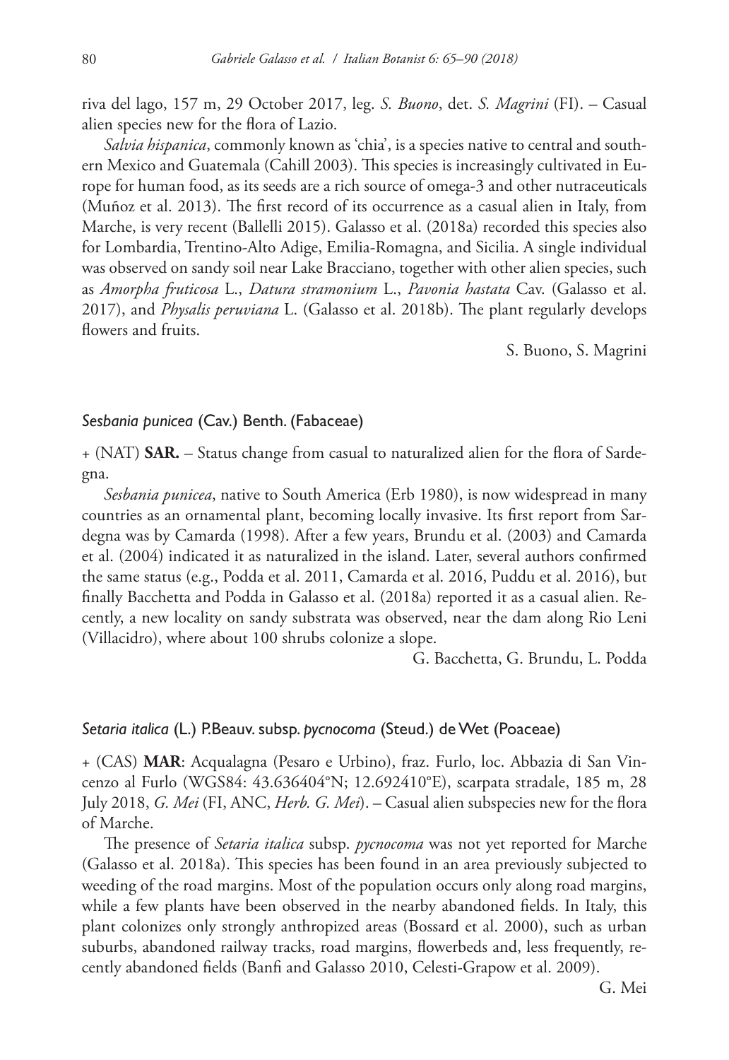riva del lago, 157 m, 29 October 2017, leg. *S. Buono*, det. *S. Magrini* (FI). – Casual alien species new for the flora of Lazio.

*Salvia hispanica*, commonly known as 'chia', is a species native to central and southern Mexico and Guatemala (Cahill 2003). This species is increasingly cultivated in Europe for human food, as its seeds are a rich source of omega-3 and other nutraceuticals (Muñoz et al. 2013). The first record of its occurrence as a casual alien in Italy, from Marche, is very recent (Ballelli 2015). Galasso et al. (2018a) recorded this species also for Lombardia, Trentino-Alto Adige, Emilia-Romagna, and Sicilia. A single individual was observed on sandy soil near Lake Bracciano, together with other alien species, such as *Amorpha fruticosa* L., *Datura stramonium* L., *Pavonia hastata* Cav. (Galasso et al. 2017), and *Physalis peruviana* L. (Galasso et al. 2018b). The plant regularly develops flowers and fruits.

S. Buono, S. Magrini

### *Sesbania punicea* (Cav.) Benth. (Fabaceae)

+ (NAT) **SAR.** – Status change from casual to naturalized alien for the flora of Sardegna.

*Sesbania punicea*, native to South America (Erb 1980), is now widespread in many countries as an ornamental plant, becoming locally invasive. Its first report from Sardegna was by Camarda (1998). After a few years, Brundu et al. (2003) and Camarda et al. (2004) indicated it as naturalized in the island. Later, several authors confirmed the same status (e.g., Podda et al. 2011, Camarda et al. 2016, Puddu et al. 2016), but finally Bacchetta and Podda in Galasso et al. (2018a) reported it as a casual alien. Recently, a new locality on sandy substrata was observed, near the dam along Rio Leni (Villacidro), where about 100 shrubs colonize a slope.

G. Bacchetta, G. Brundu, L. Podda

### *Setaria italica* (L.) P.Beauv. subsp. *pycnocoma* (Steud.) de Wet (Poaceae)

+ (CAS) **MAR**: Acqualagna (Pesaro e Urbino), fraz. Furlo, loc. Abbazia di San Vincenzo al Furlo (WGS84: 43.636404°N; 12.692410°E), scarpata stradale, 185 m, 28 July 2018, *G. Mei* (FI, ANC, *Herb. G. Mei*). – Casual alien subspecies new for the flora of Marche.

The presence of *Setaria italica* subsp. *pycnocoma* was not yet reported for Marche (Galasso et al. 2018a). This species has been found in an area previously subjected to weeding of the road margins. Most of the population occurs only along road margins, while a few plants have been observed in the nearby abandoned fields. In Italy, this plant colonizes only strongly anthropized areas (Bossard et al. 2000), such as urban suburbs, abandoned railway tracks, road margins, flowerbeds and, less frequently, recently abandoned fields (Banfi and Galasso 2010, Celesti-Grapow et al. 2009).

G. Mei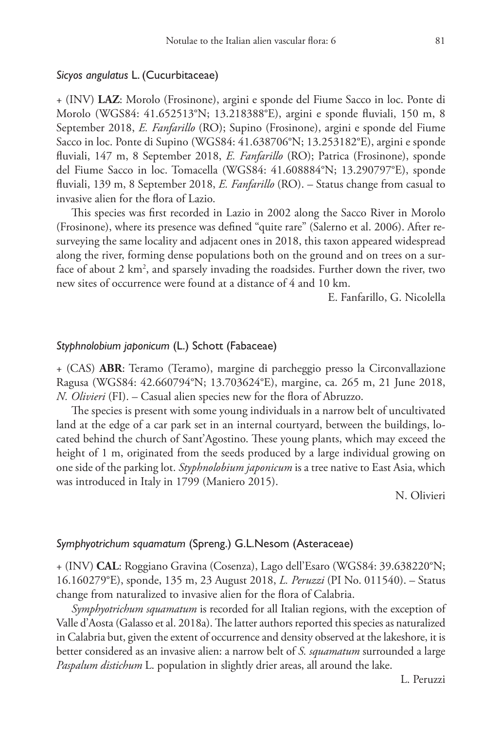### *Sicyos angulatus* L. (Cucurbitaceae)

+ (INV) **LAZ**: Morolo (Frosinone), argini e sponde del Fiume Sacco in loc. Ponte di Morolo (WGS84: 41.652513°N; 13.218388°E), argini e sponde fluviali, 150 m, 8 September 2018, *E. Fanfarillo* (RO); Supino (Frosinone), argini e sponde del Fiume Sacco in loc. Ponte di Supino (WGS84: 41.638706°N; 13.253182°E), argini e sponde fluviali, 147 m, 8 September 2018, *E. Fanfarillo* (RO); Patrica (Frosinone), sponde del Fiume Sacco in loc. Tomacella (WGS84: 41.608884°N; 13.290797°E), sponde fluviali, 139 m, 8 September 2018, *E. Fanfarillo* (RO). – Status change from casual to invasive alien for the flora of Lazio.

This species was first recorded in Lazio in 2002 along the Sacco River in Morolo (Frosinone), where its presence was defined "quite rare" (Salerno et al. 2006). After resurveying the same locality and adjacent ones in 2018, this taxon appeared widespread along the river, forming dense populations both on the ground and on trees on a surface of about 2 km$^2$, and sparsely invading the roadsides. Further down the river, two new sites of occurrence were found at a distance of 4 and 10 km.

E. Fanfarillo, G. Nicolella

### *Styphnolobium japonicum* (L.) Schott (Fabaceae)

+ (CAS) **ABR**: Teramo (Teramo), margine di parcheggio presso la Circonvallazione Ragusa (WGS84: 42.660794°N; 13.703624°E), margine, ca. 265 m, 21 June 2018, *N. Olivieri* (FI). – Casual alien species new for the flora of Abruzzo.

The species is present with some young individuals in a narrow belt of uncultivated land at the edge of a car park set in an internal courtyard, between the buildings, located behind the church of Sant'Agostino. These young plants, which may exceed the height of 1 m, originated from the seeds produced by a large individual growing on one side of the parking lot. *Styphnolobium japonicum* is a tree native to East Asia, which was introduced in Italy in 1799 (Maniero 2015).

N. Olivieri

### *Symphyotrichum squamatum* (Spreng.) G.L.Nesom (Asteraceae)

+ (INV) **CAL**: Roggiano Gravina (Cosenza), Lago dell'Esaro (WGS84: 39.638220°N; 16.160279°E), sponde, 135 m, 23 August 2018, *L. Peruzzi* (PI No. 011540). – Status change from naturalized to invasive alien for the flora of Calabria.

*Symphyotrichum squamatum* is recorded for all Italian regions, with the exception of Valle d'Aosta (Galasso et al. 2018a). The latter authors reported this species as naturalized in Calabria but, given the extent of occurrence and density observed at the lakeshore, it is better considered as an invasive alien: a narrow belt of *S. squamatum* surrounded a large *Paspalum distichum* L. population in slightly drier areas, all around the lake.

L. Peruzzi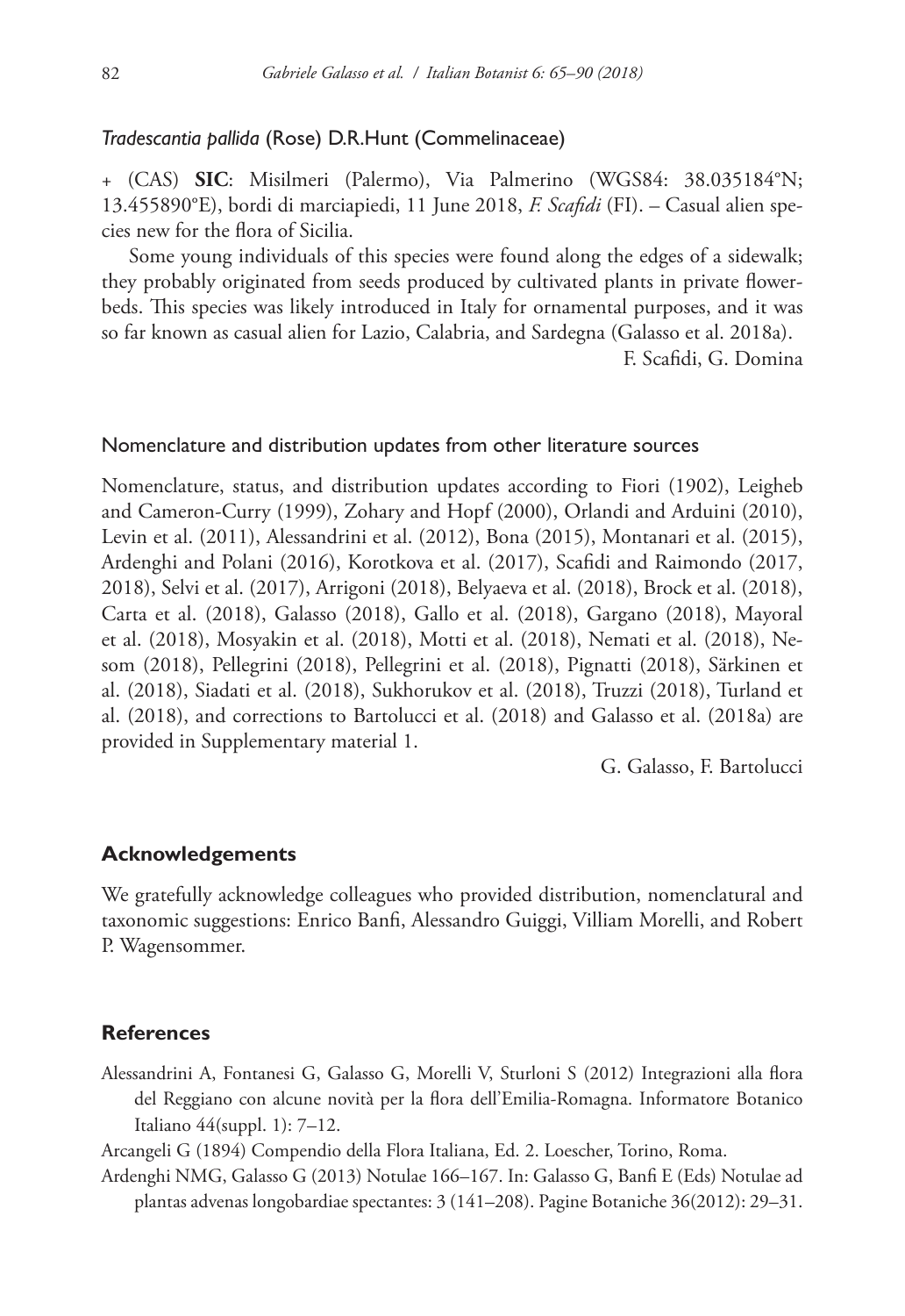*Tradescantia pallida* (Rose) D.R.Hunt (Commelinaceae)

+ (CAS) **SIC**: Misilmeri (Palermo), Via Palmerino (WGS84: 38.035184°N; 13.455890°E), bordi di marciapiedi, 11 June 2018, *F. Scafidi* (FI). – Casual alien species new for the flora of Sicilia.

Some young individuals of this species were found along the edges of a sidewalk; they probably originated from seeds produced by cultivated plants in private flowerbeds. This species was likely introduced in Italy for ornamental purposes, and it was so far known as casual alien for Lazio, Calabria, and Sardegna (Galasso et al. 2018a).

F. Scafidi, G. Domina

Nomenclature and distribution updates from other literature sources

Nomenclature, status, and distribution updates according to Fiori (1902), Leigheb and Cameron-Curry (1999), Zohary and Hopf (2000), Orlandi and Arduini (2010), Levin et al. (2011), Alessandrini et al. (2012), Bona (2015), Montanari et al. (2015), Ardenghi and Polani (2016), Korotkova et al. (2017), Scafidi and Raimondo (2017, 2018), Selvi et al. (2017), Arrigoni (2018), Belyaeva et al. (2018), Brock et al. (2018), Carta et al. (2018), Galasso (2018), Gallo et al. (2018), Gargano (2018), Mayoral et al. (2018), Mosyakin et al. (2018), Motti et al. (2018), Nemati et al. (2018), Nesom (2018), Pellegrini (2018), Pellegrini et al. (2018), Pignatti (2018), Särkinen et al. (2018), Siadati et al. (2018), Sukhorukov et al. (2018), Truzzi (2018), Turland et al. (2018), and corrections to Bartolucci et al. (2018) and Galasso et al. (2018a) are provided in Supplementary material 1.

G. Galasso, F. Bartolucci

## Acknowledgements

We gratefully acknowledge colleagues who provided distribution, nomenclatural and taxonomic suggestions: Enrico Banfi, Alessandro Guiggi, Villiam Morelli, and Robert P. Wagensommer.

## References

Alessandrini A, Fontanesi G, Galasso G, Morelli V, Sturloni S (2012) Integrazioni alla flora del Reggiano con alcune novità per la flora dell'Emilia-Romagna. Informatore Botanico Italiano 44(suppl. 1): 7–12.

Arcangeli G (1894) Compendio della Flora Italiana, Ed. 2. Loescher, Torino, Roma.

Ardenghi NMG, Galasso G (2013) Notulae 166–167. In: Galasso G, Banfi E (Eds) Notulae ad plantas advenas longobardiae spectantes: 3 (141–208). Pagine Botaniche 36(2012): 29–31.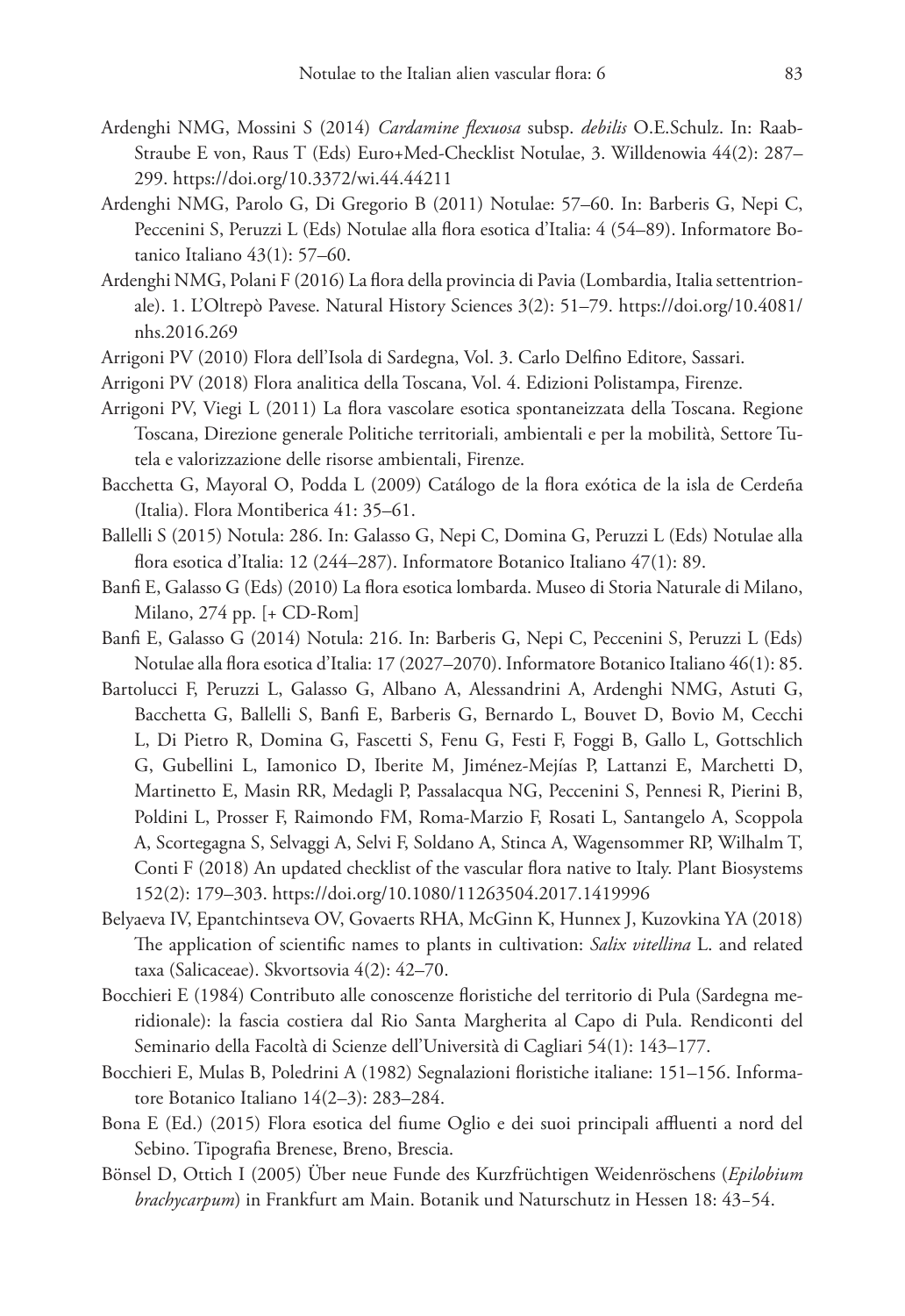Ardenghi NMG, Mossini S (2014) *Cardamine flexuosa* subsp. *debilis* O.E.Schulz. In: Raab-Straube E von, Raus T (Eds) Euro+Med-Checklist Notulae, 3. Willdenowia 44(2): 287–299. https://doi.org/10.3372/wi.44.44211

Ardenghi NMG, Parolo G, Di Gregorio B (2011) Notulae: 57–60. In: Barberis G, Nepi C, Peccenini S, Peruzzi L (Eds) Notulae alla flora esotica d'Italia: 4 (54–89). Informatore Botanico Italiano 43(1): 57–60.

Ardenghi NMG, Polani F (2016) La flora della provincia di Pavia (Lombardia, Italia settentrionale). 1. L'Oltrepò Pavese. Natural History Sciences 3(2): 51–79. https://doi.org/10.4081/nhs.2016.269

Arrigoni PV (2010) Flora dell'Isola di Sardegna, Vol. 3. Carlo Delfino Editore, Sassari.

Arrigoni PV (2018) Flora analitica della Toscana, Vol. 4. Edizioni Polistampa, Firenze.

Arrigoni PV, Viegi L (2011) La flora vascolare esotica spontaneizzata della Toscana. Regione Toscana, Direzione generale Politiche territoriali, ambientali e per la mobilità, Settore Tutela e valorizzazione delle risorse ambientali, Firenze.

Bacchetta G, Mayoral O, Podda L (2009) Catálogo de la flora exótica de la isla de Cerdeña (Italia). Flora Montiberica 41: 35–61.

Ballelli S (2015) Notula: 286. In: Galasso G, Nepi C, Domina G, Peruzzi L (Eds) Notulae alla flora esotica d'Italia: 12 (244–287). Informatore Botanico Italiano 47(1): 89.

Banfi E, Galasso G (Eds) (2010) La flora esotica lombarda. Museo di Storia Naturale di Milano, Milano, 274 pp. [+ CD-Rom]

Banfi E, Galasso G (2014) Notula: 216. In: Barberis G, Nepi C, Peccenini S, Peruzzi L (Eds) Notulae alla flora esotica d'Italia: 17 (2027–2070). Informatore Botanico Italiano 46(1): 85.

Bartolucci F, Peruzzi L, Galasso G, Albano A, Alessandrini A, Ardenghi NMG, Astuti G, Bacchetta G, Ballelli S, Banfi E, Barberis G, Bernardo L, Bouvet D, Bovio M, Cecchi L, Di Pietro R, Domina G, Fascetti S, Fenu G, Festi F, Foggi B, Gallo L, Gottschlich G, Gubellini L, Iamonico D, Iberite M, Jiménez-Mejías P, Lattanzi E, Marchetti D, Martinetto E, Masin RR, Medagli P, Passalacqua NG, Peccenini S, Pennesi R, Pierini B, Poldini L, Prosser F, Raimondo FM, Roma-Marzio F, Rosati L, Santangelo A, Scoppola A, Scortegagna S, Selvaggi A, Selvi F, Soldano A, Stinca A, Wagensommer RP, Wilhalm T, Conti F (2018) An updated checklist of the vascular flora native to Italy. Plant Biosystems 152(2): 179–303. https://doi.org/10.1080/11263504.2017.1419996

Belyaeva IV, Epantchintseva OV, Govaerts RHA, McGinn K, Hunnex J, Kuzovkina YA (2018) The application of scientific names to plants in cultivation: *Salix vitellina* L. and related taxa (Salicaceae). Skvortsovia 4(2): 42–70.

Bocchieri E (1984) Contributo alle conoscenze floristiche del territorio di Pula (Sardegna meridionale): la fascia costiera dal Rio Santa Margherita al Capo di Pula. Rendiconti del Seminario della Facoltà di Scienze dell'Università di Cagliari 54(1): 143–177.

Bocchieri E, Mulas B, Poledrini A (1982) Segnalazioni floristiche italiane: 151–156. Informatore Botanico Italiano 14(2–3): 283–284.

Bona E (Ed.) (2015) Flora esotica del fiume Oglio e dei suoi principali affluenti a nord del Sebino. Tipografia Brenese, Breno, Brescia.

Bönsel D, Ottich I (2005) Über neue Funde des Kurzfrüchtigen Weidenröschens (*Epilobium brachycarpum*) in Frankfurt am Main. Botanik und Naturschutz in Hessen 18: 43–54.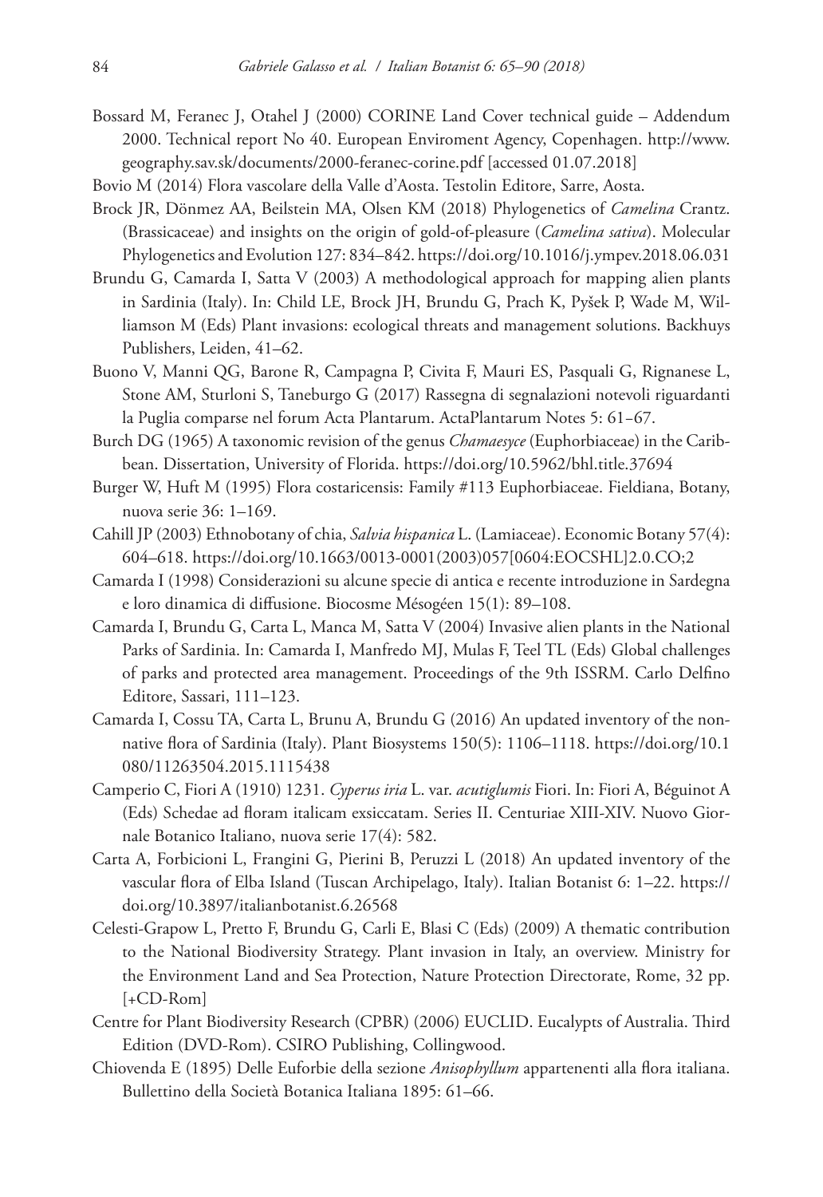Bossard M, Feranec J, Otahel J (2000) CORINE Land Cover technical guide – Addendum 2000. Technical report No 40. European Enviroment Agency, Copenhagen. http://www.geography.sav.sk/documents/2000-feranec-corine.pdf [accessed 01.07.2018]

Bovio M (2014) Flora vascolare della Valle d'Aosta. Testolin Editore, Sarre, Aosta.

Brock JR, Dönmez AA, Beilstein MA, Olsen KM (2018) Phylogenetics of *Camelina* Crantz. (Brassicaceae) and insights on the origin of gold-of-pleasure (*Camelina sativa*). Molecular Phylogenetics and Evolution 127: 834–842. https://doi.org/10.1016/j.ympev.2018.06.031

Brundu G, Camarda I, Satta V (2003) A methodological approach for mapping alien plants in Sardinia (Italy). In: Child LE, Brock JH, Brundu G, Prach K, Pyšek P, Wade M, Williamson M (Eds) Plant invasions: ecological threats and management solutions. Backhuys Publishers, Leiden, 41–62.

Buono V, Manni QG, Barone R, Campagna P, Civita F, Mauri ES, Pasquali G, Rignanese L, Stone AM, Sturloni S, Taneburgo G (2017) Rassegna di segnalazioni notevoli riguardanti la Puglia comparse nel forum Acta Plantarum. ActaPlantarum Notes 5: 61–67.

Burch DG (1965) A taxonomic revision of the genus *Chamaesyce* (Euphorbiaceae) in the Caribbean. Dissertation, University of Florida. https://doi.org/10.5962/bhl.title.37694

Burger W, Huft M (1995) Flora costaricensis: Family #113 Euphorbiaceae. Fieldiana, Botany, nuova serie 36: 1–169.

Cahill JP (2003) Ethnobotany of chia, *Salvia hispanica* L. (Lamiaceae). Economic Botany 57(4): 604–618. https://doi.org/10.1663/0013-0001(2003)057[0604:EOCSHL]2.0.CO;2

Camarda I (1998) Considerazioni su alcune specie di antica e recente introduzione in Sardegna e loro dinamica di diffusione. Biocosme Mésogéen 15(1): 89–108.

Camarda I, Brundu G, Carta L, Manca M, Satta V (2004) Invasive alien plants in the National Parks of Sardinia. In: Camarda I, Manfredo MJ, Mulas F, Teel TL (Eds) Global challenges of parks and protected area management. Proceedings of the 9th ISSRM. Carlo Delfino Editore, Sassari, 111–123.

Camarda I, Cossu TA, Carta L, Brunu A, Brundu G (2016) An updated inventory of the non-native flora of Sardinia (Italy). Plant Biosystems 150(5): 1106–1118. https://doi.org/10.1080/11263504.2015.1115438

Camperio C, Fiori A (1910) 1231. *Cyperus iria* L. var. *acutiglumis* Fiori. In: Fiori A, Béguinot A (Eds) Schedae ad floram italicam exsiccatam. Series II. Centuriae XIII-XIV. Nuovo Giornale Botanico Italiano, nuova serie 17(4): 582.

Carta A, Forbicioni L, Frangini G, Pierini B, Peruzzi L (2018) An updated inventory of the vascular flora of Elba Island (Tuscan Archipelago, Italy). Italian Botanist 6: 1–22. https://doi.org/10.3897/italianbotanist.6.26568

Celesti-Grapow L, Pretto F, Brundu G, Carli E, Blasi C (Eds) (2009) A thematic contribution to the National Biodiversity Strategy. Plant invasion in Italy, an overview. Ministry for the Environment Land and Sea Protection, Nature Protection Directorate, Rome, 32 pp. [+CD-Rom]

Centre for Plant Biodiversity Research (CPBR) (2006) EUCLID. Eucalypts of Australia. Third Edition (DVD-Rom). CSIRO Publishing, Collingwood.

Chiovenda E (1895) Delle Euforbie della sezione *Anisophyllum* appartenenti alla flora italiana. Bullettino della Società Botanica Italiana 1895: 61–66.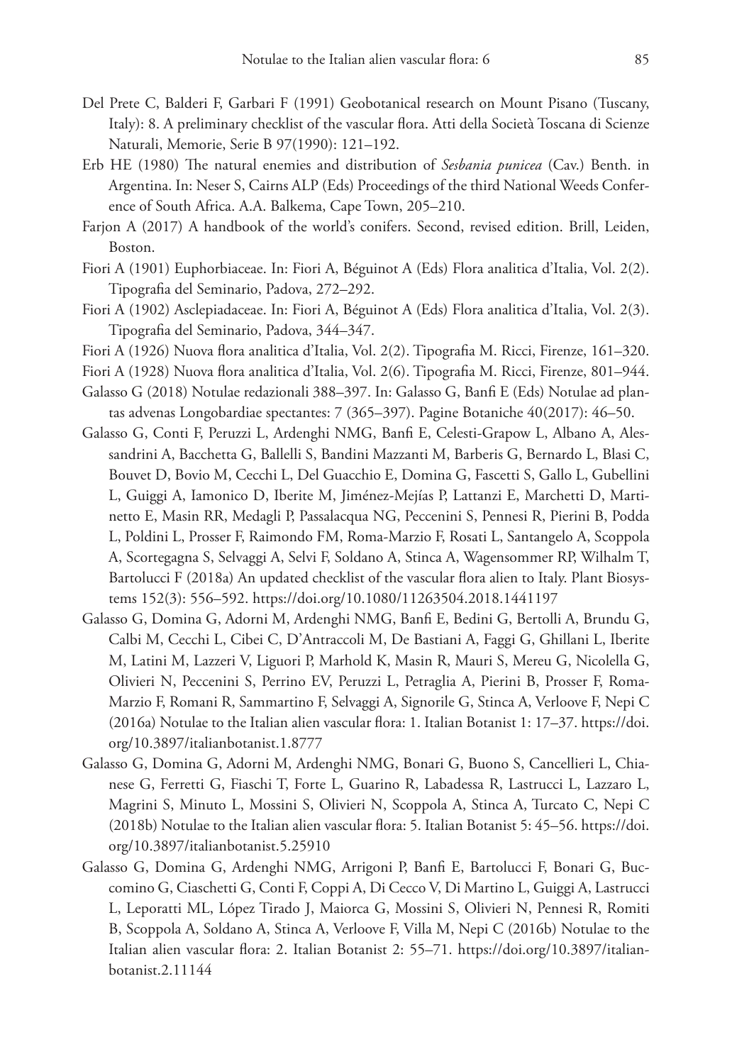Del Prete C, Balderi F, Garbari F (1991) Geobotanical research on Mount Pisano (Tuscany, Italy): 8. A preliminary checklist of the vascular flora. Atti della Società Toscana di Scienze Naturali, Memorie, Serie B 97(1990): 121–192.

Erb HE (1980) The natural enemies and distribution of *Sesbania punicea* (Cav.) Benth. in Argentina. In: Neser S, Cairns ALP (Eds) Proceedings of the third National Weeds Conference of South Africa. A.A. Balkema, Cape Town, 205–210.

Farjon A (2017) A handbook of the world's conifers. Second, revised edition. Brill, Leiden, Boston.

Fiori A (1901) Euphorbiaceae. In: Fiori A, Béguinot A (Eds) Flora analitica d'Italia, Vol. 2(2). Tipografia del Seminario, Padova, 272–292.

Fiori A (1902) Asclepiadaceae. In: Fiori A, Béguinot A (Eds) Flora analitica d'Italia, Vol. 2(3). Tipografia del Seminario, Padova, 344–347.

Fiori A (1926) Nuova flora analitica d'Italia, Vol. 2(2). Tipografia M. Ricci, Firenze, 161–320.

Fiori A (1928) Nuova flora analitica d'Italia, Vol. 2(6). Tipografia M. Ricci, Firenze, 801–944.

Galasso G (2018) Notulae redazionali 388–397. In: Galasso G, Banfi E (Eds) Notulae ad plantas advenas Longobardiae spectantes: 7 (365–397). Pagine Botaniche 40(2017): 46–50.

Galasso G, Conti F, Peruzzi L, Ardenghi NMG, Banfi E, Celesti-Grapow L, Albano A, Alessandrini A, Bacchetta G, Ballelli S, Bandini Mazzanti M, Barberis G, Bernardo L, Blasi C, Bouvet D, Bovio M, Cecchi L, Del Guacchio E, Domina G, Fascetti S, Gallo L, Gubellini L, Guiggi A, Iamonico D, Iberite M, Jiménez-Mejías P, Lattanzi E, Marchetti D, Martinetto E, Masin RR, Medagli P, Passalacqua NG, Peccenini S, Pennesi R, Pierini B, Podda L, Poldini L, Prosser F, Raimondo FM, Roma-Marzio F, Rosati L, Santangelo A, Scoppola A, Scortegagna S, Selvaggi A, Selvi F, Soldano A, Stinca A, Wagensommer RP, Wilhalm T, Bartolucci F (2018a) An updated checklist of the vascular flora alien to Italy. Plant Biosystems 152(3): 556–592. https://doi.org/10.1080/11263504.2018.1441197

Galasso G, Domina G, Adorni M, Ardenghi NMG, Banfi E, Bedini G, Bertolli A, Brundu G, Calbi M, Cecchi L, Cibei C, D'Antraccoli M, De Bastiani A, Faggi G, Ghillani L, Iberite M, Latini M, Lazzeri V, Liguori P, Marhold K, Masin R, Mauri S, Mereu G, Nicolella G, Olivieri N, Peccenini S, Perrino EV, Peruzzi L, Petraglia A, Pierini B, Prosser F, Roma-Marzio F, Romani R, Sammartino F, Selvaggi A, Signorile G, Stinca A, Verloove F, Nepi C (2016a) Notulae to the Italian alien vascular flora: 1. Italian Botanist 1: 17–37. https://doi.org/10.3897/italianbotanist.1.8777

Galasso G, Domina G, Adorni M, Ardenghi NMG, Bonari G, Buono S, Cancellieri L, Chianese G, Ferretti G, Fiaschi T, Forte L, Guarino R, Labadessa R, Lastrucci L, Lazzaro L, Magrini S, Minuto L, Mossini S, Olivieri N, Scoppola A, Stinca A, Turcato C, Nepi C (2018b) Notulae to the Italian alien vascular flora: 5. Italian Botanist 5: 45–56. https://doi.org/10.3897/italianbotanist.5.25910

Galasso G, Domina G, Ardenghi NMG, Arrigoni P, Banfi E, Bartolucci F, Bonari G, Buccomino G, Ciaschetti G, Conti F, Coppi A, Di Cecco V, Di Martino L, Guiggi A, Lastrucci L, Leporatti ML, López Tirado J, Maiorca G, Mossini S, Olivieri N, Pennesi R, Romiti B, Scoppola A, Soldano A, Stinca A, Verloove F, Villa M, Nepi C (2016b) Notulae to the Italian alien vascular flora: 2. Italian Botanist 2: 55–71. https://doi.org/10.3897/italianbotanist.2.11144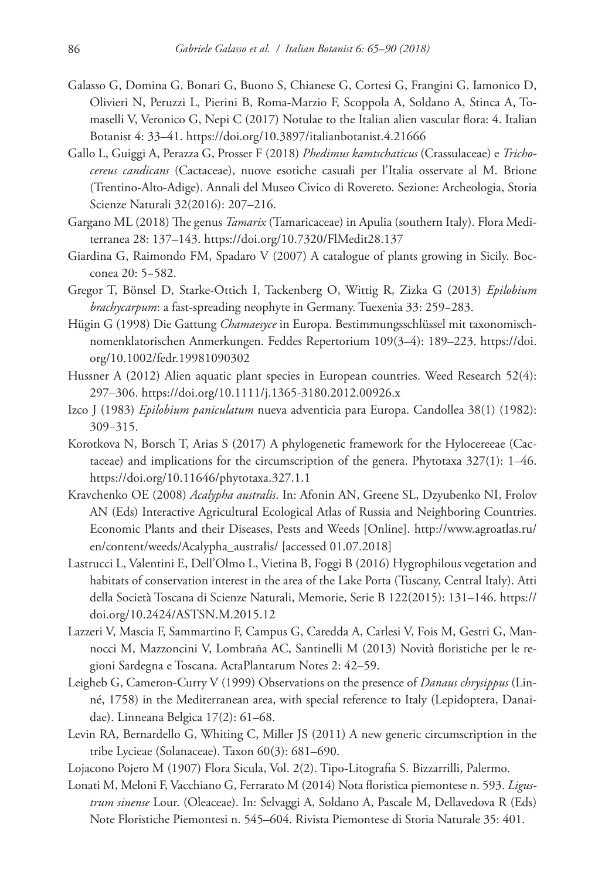Galasso G, Domina G, Bonari G, Buono S, Chianese G, Cortesi G, Frangini G, Iamonico D, Olivieri N, Peruzzi L, Pierini B, Roma-Marzio F, Scoppola A, Soldano A, Stinca A, Tomaselli V, Veronico G, Nepi C (2017) Notulae to the Italian alien vascular flora: 4. Italian Botanist 4: 33–41. https://doi.org/10.3897/italianbotanist.4.21666

Gallo L, Guiggi A, Perazza G, Prosser F (2018) *Phedimus kamtschaticus* (Crassulaceae) e *Trichocereus candicans* (Cactaceae), nuove esotiche casuali per l'Italia osservate al M. Brione (Trentino-Alto-Adige). Annali del Museo Civico di Rovereto. Sezione: Archeologia, Storia Scienze Naturali 32(2016): 207–216.

Gargano ML (2018) The genus *Tamarix* (Tamaricaceae) in Apulia (southern Italy). Flora Mediterranea 28: 137–143. https://doi.org/10.7320/FlMedit28.137

Giardina G, Raimondo FM, Spadaro V (2007) A catalogue of plants growing in Sicily. Bocconea 20: 5–582.

Gregor T, Bönsel D, Starke-Ottich I, Tackenberg O, Wittig R, Zizka G (2013) *Epilobium brachycarpum*: a fast-spreading neophyte in Germany. Tuexenia 33: 259–283.

Hügin G (1998) Die Gattung *Chamaesyce* in Europa. Bestimmungsschlüssel mit taxonomisch-nomenklatorischen Anmerkungen. Feddes Repertorium 109(3–4): 189–223. https://doi.org/10.1002/fedr.19981090302

Hussner A (2012) Alien aquatic plant species in European countries. Weed Research 52(4): 297–306. https://doi.org/10.1111/j.1365-3180.2012.00926.x

Izco J (1983) *Epilobium paniculatum* nueva adventicia para Europa. Candollea 38(1) (1982): 309–315.

Korotkova N, Borsch T, Arias S (2017) A phylogenetic framework for the Hylocereeae (Cactaceae) and implications for the circumscription of the genera. Phytotaxa 327(1): 1–46. https://doi.org/10.11646/phytotaxa.327.1.1

Kravchenko OE (2008) *Acalypha australis*. In: Afonin AN, Greene SL, Dzyubenko NI, Frolov AN (Eds) Interactive Agricultural Ecological Atlas of Russia and Neighboring Countries. Economic Plants and their Diseases, Pests and Weeds [Online]. http://www.agroatlas.ru/en/content/weeds/Acalypha_australis/ [accessed 01.07.2018]

Lastrucci L, Valentini E, Dell'Olmo L, Vietina B, Foggi B (2016) Hygrophilous vegetation and habitats of conservation interest in the area of the Lake Porta (Tuscany, Central Italy). Atti della Società Toscana di Scienze Naturali, Memorie, Serie B 122(2015): 131–146. https://doi.org/10.2424/ASTSN.M.2015.12

Lazzeri V, Mascia F, Sammartino F, Campus G, Caredda A, Carlesi V, Fois M, Gestri G, Mannocci M, Mazzoncini V, Lombraña AC, Santinelli M (2013) Novità floristiche per le regioni Sardegna e Toscana. ActaPlantarum Notes 2: 42–59.

Leigheb G, Cameron-Curry V (1999) Observations on the presence of *Danaus chrysippus* (Linné, 1758) in the Mediterranean area, with special reference to Italy (Lepidoptera, Danaidae). Linneana Belgica 17(2): 61–68.

Levin RA, Bernardello G, Whiting C, Miller JS (2011) A new generic circumscription in the tribe Lycieae (Solanaceae). Taxon 60(3): 681–690.

Lojacono Pojero M (1907) Flora Sicula, Vol. 2(2). Tipo-Litografia S. Bizzarrilli, Palermo.

Lonati M, Meloni F, Vacchiano G, Ferrarato M (2014) Nota floristica piemontese n. 593. *Ligustrum sinense* Lour. (Oleaceae). In: Selvaggi A, Soldano A, Pascale M, Dellavedova R (Eds) Note Floristiche Piemontesi n. 545–604. Rivista Piemontese di Storia Naturale 35: 401.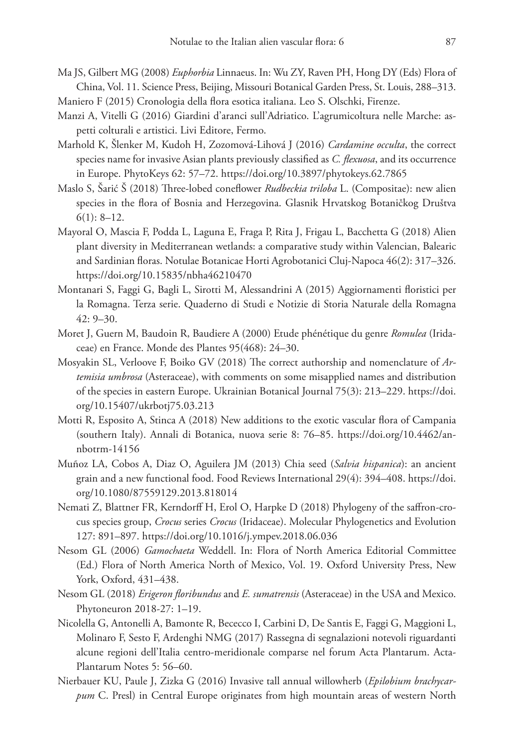Ma JS, Gilbert MG (2008) *Euphorbia* Linnaeus. In: Wu ZY, Raven PH, Hong DY (Eds) Flora of China, Vol. 11. Science Press, Beijing, Missouri Botanical Garden Press, St. Louis, 288–313.

Maniero F (2015) Cronologia della flora esotica italiana. Leo S. Olschki, Firenze.

Manzi A, Vitelli G (2016) Giardini d'aranci sull'Adriatico. L'agrumicoltura nelle Marche: aspetti colturali e artistici. Livi Editore, Fermo.

Marhold K, Šlenker M, Kudoh H, Zozomová-Lihová J (2016) *Cardamine occulta*, the correct species name for invasive Asian plants previously classified as *C. flexuosa*, and its occurrence in Europe. PhytoKeys 62: 57–72. https://doi.org/10.3897/phytokeys.62.7865

Maslo S, Šarić Š (2018) Three-lobed coneflower *Rudbeckia triloba* L. (Compositae): new alien species in the flora of Bosnia and Herzegovina. Glasnik Hrvatskog Botaničkog Društva 6(1): 8–12.

Mayoral O, Mascia F, Podda L, Laguna E, Fraga P, Rita J, Frigau L, Bacchetta G (2018) Alien plant diversity in Mediterranean wetlands: a comparative study within Valencian, Balearic and Sardinian floras. Notulae Botanicae Horti Agrobotanici Cluj-Napoca 46(2): 317–326. https://doi.org/10.15835/nbha46210470

Montanari S, Faggi G, Bagli L, Sirotti M, Alessandrini A (2015) Aggiornamenti floristici per la Romagna. Terza serie. Quaderno di Studi e Notizie di Storia Naturale della Romagna 42: 9–30.

Moret J, Guern M, Baudoin R, Baudiere A (2000) Etude phénétique du genre *Romulea* (Iridaceae) en France. Monde des Plantes 95(468): 24–30.

Mosyakin SL, Verloove F, Boiko GV (2018) The correct authorship and nomenclature of *Artemisia umbrosa* (Asteraceae), with comments on some misapplied names and distribution of the species in eastern Europe. Ukrainian Botanical Journal 75(3): 213–229. https://doi.org/10.15407/ukrbotj75.03.213

Motti R, Esposito A, Stinca A (2018) New additions to the exotic vascular flora of Campania (southern Italy). Annali di Botanica, nuova serie 8: 76–85. https://doi.org/10.4462/annbotrm-14156

Muñoz LA, Cobos A, Diaz O, Aguilera JM (2013) Chia seed (*Salvia hispanica*): an ancient grain and a new functional food. Food Reviews International 29(4): 394–408. https://doi.org/10.1080/87559129.2013.818014

Nemati Z, Blattner FR, Kerndorff H, Erol O, Harpke D (2018) Phylogeny of the saffron-crocus species group, *Crocus* series *Crocus* (Iridaceae). Molecular Phylogenetics and Evolution 127: 891–897. https://doi.org/10.1016/j.ympev.2018.06.036

Nesom GL (2006) *Gamochaeta* Weddell. In: Flora of North America Editorial Committee (Ed.) Flora of North America North of Mexico, Vol. 19. Oxford University Press, New York, Oxford, 431–438.

Nesom GL (2018) *Erigeron floribundus* and *E. sumatrensis* (Asteraceae) in the USA and Mexico. Phytoneuron 2018-27: 1–19.

Nicolella G, Antonelli A, Bamonte R, Bececco I, Carbini D, De Santis E, Faggi G, Maggioni L, Molinaro F, Sesto F, Ardenghi NMG (2017) Rassegna di segnalazioni notevoli riguardanti alcune regioni dell'Italia centro-meridionale comparse nel forum Acta Plantarum. Acta-Plantarum Notes 5: 56–60.

Nierbauer KU, Paule J, Zizka G (2016) Invasive tall annual willowherb (*Epilobium brachycarpum* C. Presl) in Central Europe originates from high mountain areas of western North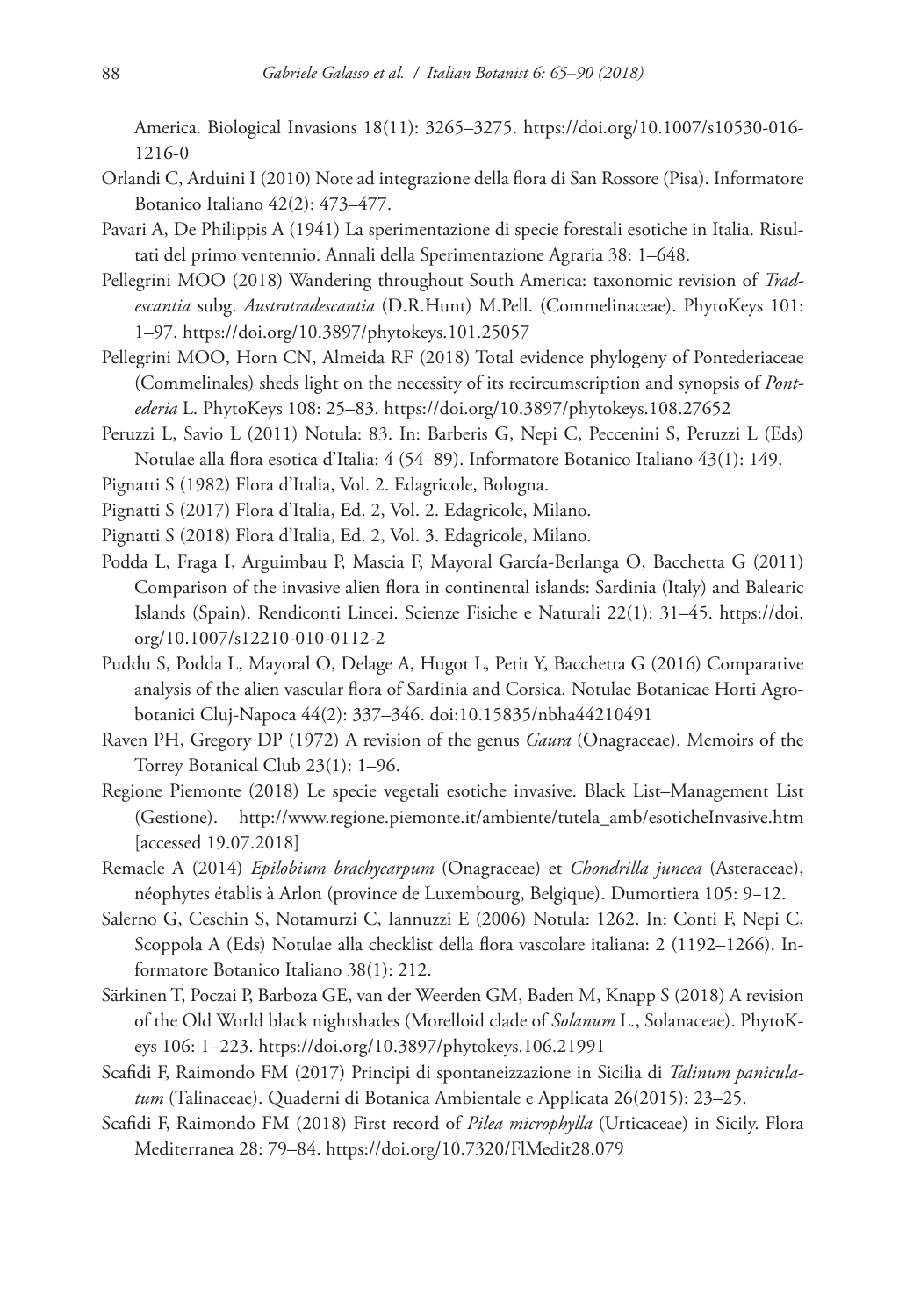America. Biological Invasions 18(11): 3265–3275. https://doi.org/10.1007/s10530-016-1216-0

Orlandi C, Arduini I (2010) Note ad integrazione della flora di San Rossore (Pisa). Informatore Botanico Italiano 42(2): 473–477.

Pavari A, De Philippis A (1941) La sperimentazione di specie forestali esotiche in Italia. Risultati del primo ventennio. Annali della Sperimentazione Agraria 38: 1–648.

Pellegrini MOO (2018) Wandering throughout South America: taxonomic revision of *Tradescantia* subg. *Austrotradescantia* (D.R.Hunt) M.Pell. (Commelinaceae). PhytoKeys 101: 1–97. https://doi.org/10.3897/phytokeys.101.25057

Pellegrini MOO, Horn CN, Almeida RF (2018) Total evidence phylogeny of Pontederiaceae (Commelinales) sheds light on the necessity of its recircumscription and synopsis of *Pontederia* L. PhytoKeys 108: 25–83. https://doi.org/10.3897/phytokeys.108.27652

Peruzzi L, Savio L (2011) Notula: 83. In: Barberis G, Nepi C, Peccenini S, Peruzzi L (Eds) Notulae alla flora esotica d'Italia: 4 (54–89). Informatore Botanico Italiano 43(1): 149.

Pignatti S (1982) Flora d'Italia, Vol. 2. Edagricole, Bologna.

Pignatti S (2017) Flora d'Italia, Ed. 2, Vol. 2. Edagricole, Milano.

Pignatti S (2018) Flora d'Italia, Ed. 2, Vol. 3. Edagricole, Milano.

Podda L, Fraga I, Arguimbau P, Mascia F, Mayoral García-Berlanga O, Bacchetta G (2011) Comparison of the invasive alien flora in continental islands: Sardinia (Italy) and Balearic Islands (Spain). Rendiconti Lincei. Scienze Fisiche e Naturali 22(1): 31–45. https://doi.org/10.1007/s12210-010-0112-2

Puddu S, Podda L, Mayoral O, Delage A, Hugot L, Petit Y, Bacchetta G (2016) Comparative analysis of the alien vascular flora of Sardinia and Corsica. Notulae Botanicae Horti Agrobotanici Cluj-Napoca 44(2): 337–346. doi:10.15835/nbha44210491

Raven PH, Gregory DP (1972) A revision of the genus *Gaura* (Onagraceae). Memoirs of the Torrey Botanical Club 23(1): 1–96.

Regione Piemonte (2018) Le specie vegetali esotiche invasive. Black List–Management List (Gestione). http://www.regione.piemonte.it/ambiente/tutela_amb/esoticheInvasive.htm [accessed 19.07.2018]

Remacle A (2014) *Epilobium brachycarpum* (Onagraceae) et *Chondrilla juncea* (Asteraceae), néophytes établis à Arlon (province de Luxembourg, Belgique). Dumortiera 105: 9–12.

Salerno G, Ceschin S, Notamurzi C, Iannuzzi E (2006) Notula: 1262. In: Conti F, Nepi C, Scoppola A (Eds) Notulae alla checklist della flora vascolare italiana: 2 (1192–1266). Informatore Botanico Italiano 38(1): 212.

Särkinen T, Poczai P, Barboza GE, van der Weerden GM, Baden M, Knapp S (2018) A revision of the Old World black nightshades (Morelloid clade of *Solanum* L., Solanaceae). PhytoKeys 106: 1–223. https://doi.org/10.3897/phytokeys.106.21991

Scafidi F, Raimondo FM (2017) Principi di spontaneizzazione in Sicilia di *Talinum paniculatum* (Talinaceae). Quaderni di Botanica Ambientale e Applicata 26(2015): 23–25.

Scafidi F, Raimondo FM (2018) First record of *Pilea microphylla* (Urticaceae) in Sicily. Flora Mediterranea 28: 79–84. https://doi.org/10.7320/FlMedit28.079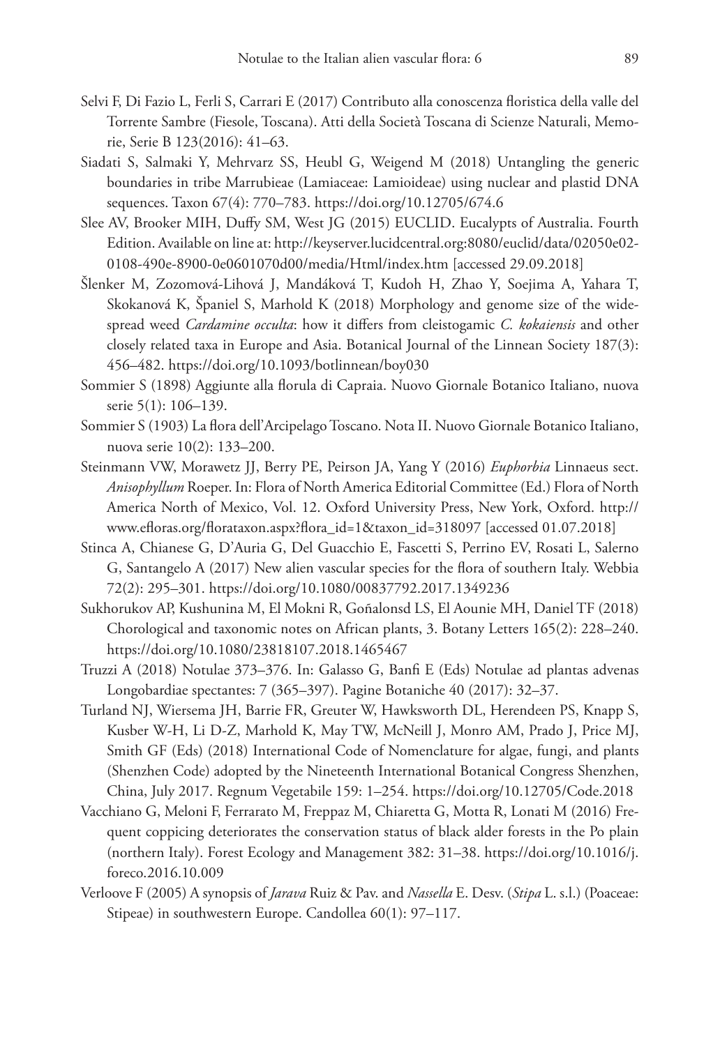Selvi F, Di Fazio L, Ferli S, Carrari E (2017) Contributo alla conoscenza floristica della valle del Torrente Sambre (Fiesole, Toscana). Atti della Società Toscana di Scienze Naturali, Memorie, Serie B 123(2016): 41–63.

Siadati S, Salmaki Y, Mehrvarz SS, Heubl G, Weigend M (2018) Untangling the generic boundaries in tribe Marrubieae (Lamiaceae: Lamioideae) using nuclear and plastid DNA sequences. Taxon 67(4): 770–783. https://doi.org/10.12705/674.6

Slee AV, Brooker MIH, Duffy SM, West JG (2015) EUCLID. Eucalypts of Australia. Fourth Edition. Available on line at: http://keyserver.lucidcentral.org:8080/euclid/data/02050e02-0108-490e-8900-0e0601070d00/media/Html/index.htm [accessed 29.09.2018]

Šlenker M, Zozomová-Lihová J, Mandáková T, Kudoh H, Zhao Y, Soejima A, Yahara T, Skokanová K, Španiel S, Marhold K (2018) Morphology and genome size of the widespread weed *Cardamine occulta*: how it differs from cleistogamic *C. kokaiensis* and other closely related taxa in Europe and Asia. Botanical Journal of the Linnean Society 187(3): 456–482. https://doi.org/10.1093/botlinnean/boy030

Sommier S (1898) Aggiunte alla florula di Capraia. Nuovo Giornale Botanico Italiano, nuova serie 5(1): 106–139.

Sommier S (1903) La flora dell'Arcipelago Toscano. Nota II. Nuovo Giornale Botanico Italiano, nuova serie 10(2): 133–200.

Steinmann VW, Morawetz JJ, Berry PE, Peirson JA, Yang Y (2016) *Euphorbia* Linnaeus sect. *Anisophyllum* Roeper. In: Flora of North America Editorial Committee (Ed.) Flora of North America North of Mexico, Vol. 12. Oxford University Press, New York, Oxford. http://www.efloras.org/florataxon.aspx?flora_id=1&taxon_id=318097 [accessed 01.07.2018]

Stinca A, Chianese G, D'Auria G, Del Guacchio E, Fascetti S, Perrino EV, Rosati L, Salerno G, Santangelo A (2017) New alien vascular species for the flora of southern Italy. Webbia 72(2): 295–301. https://doi.org/10.1080/00837792.2017.1349236

Sukhorukov AP, Kushunina M, El Mokni R, Goñalonsd LS, El Aounie MH, Daniel TF (2018) Chorological and taxonomic notes on African plants, 3. Botany Letters 165(2): 228–240. https://doi.org/10.1080/23818107.2018.1465467

Truzzi A (2018) Notulae 373–376. In: Galasso G, Banfi E (Eds) Notulae ad plantas advenas Longobardiae spectantes: 7 (365–397). Pagine Botaniche 40 (2017): 32–37.

Turland NJ, Wiersema JH, Barrie FR, Greuter W, Hawksworth DL, Herendeen PS, Knapp S, Kusber W-H, Li D-Z, Marhold K, May TW, McNeill J, Monro AM, Prado J, Price MJ, Smith GF (Eds) (2018) International Code of Nomenclature for algae, fungi, and plants (Shenzhen Code) adopted by the Nineteenth International Botanical Congress Shenzhen, China, July 2017. Regnum Vegetabile 159: 1–254. https://doi.org/10.12705/Code.2018

Vacchiano G, Meloni F, Ferrarato M, Freppaz M, Chiaretta G, Motta R, Lonati M (2016) Frequent coppicing deteriorates the conservation status of black alder forests in the Po plain (northern Italy). Forest Ecology and Management 382: 31–38. https://doi.org/10.1016/j.foreco.2016.10.009

Verloove F (2005) A synopsis of *Jarava* Ruiz & Pav. and *Nassella* E. Desv. (*Stipa* L. s.l.) (Poaceae: Stipeae) in southwestern Europe. Candollea 60(1): 97–117.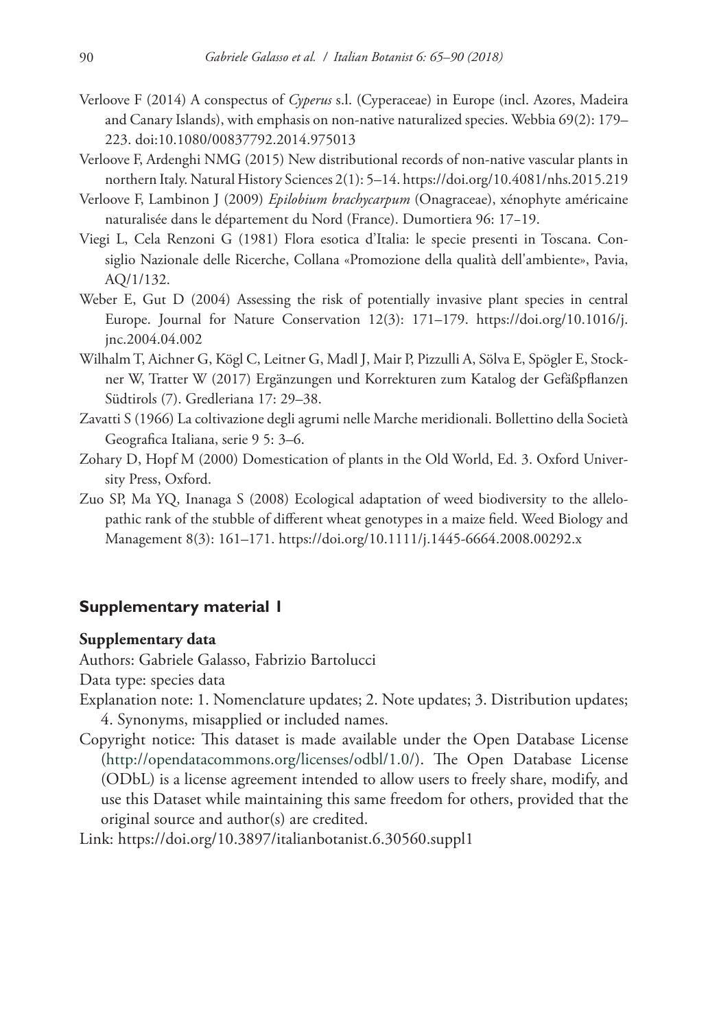Verloove F (2014) A conspectus of *Cyperus* s.l. (Cyperaceae) in Europe (incl. Azores, Madeira and Canary Islands), with emphasis on non-native naturalized species. Webbia 69(2): 179–223. doi:10.1080/00837792.2014.975013

Verloove F, Ardenghi NMG (2015) New distributional records of non-native vascular plants in northern Italy. Natural History Sciences 2(1): 5–14. https://doi.org/10.4081/nhs.2015.219

Verloove F, Lambinon J (2009) *Epilobium brachycarpum* (Onagraceae), xénophyte américaine naturalisée dans le département du Nord (France). Dumortiera 96: 17–19.

Viegi L, Cela Renzoni G (1981) Flora esotica d'Italia: le specie presenti in Toscana. Consiglio Nazionale delle Ricerche, Collana «Promozione della qualità dell'ambiente», Pavia, AQ/1/132.

Weber E, Gut D (2004) Assessing the risk of potentially invasive plant species in central Europe. Journal for Nature Conservation 12(3): 171–179. https://doi.org/10.1016/j.jnc.2004.04.002

Wilhalm T, Aichner G, Kögl C, Leitner G, Madl J, Mair P, Pizzulli A, Sölva E, Spögler E, Stockner W, Tratter W (2017) Ergänzungen und Korrekturen zum Katalog der Gefäßpflanzen Südtirols (7). Gredleriana 17: 29–38.

Zavatti S (1966) La coltivazione degli agrumi nelle Marche meridionali. Bollettino della Società Geografica Italiana, serie 9 5: 3–6.

Zohary D, Hopf M (2000) Domestication of plants in the Old World, Ed. 3. Oxford University Press, Oxford.

Zuo SP, Ma YQ, Inanaga S (2008) Ecological adaptation of weed biodiversity to the allelopathic rank of the stubble of different wheat genotypes in a maize field. Weed Biology and Management 8(3): 161–171. https://doi.org/10.1111/j.1445-6664.2008.00292.x

## Supplementary material 1

**Supplementary data**

Authors: Gabriele Galasso, Fabrizio Bartolucci

Data type: species data

Explanation note: 1. Nomenclature updates; 2. Note updates; 3. Distribution updates; 4. Synonyms, misapplied or included names.

Copyright notice: This dataset is made available under the Open Database License (http://opendatacommons.org/licenses/odbl/1.0/). The Open Database License (ODbL) is a license agreement intended to allow users to freely share, modify, and use this Dataset while maintaining this same freedom for others, provided that the original source and author(s) are credited.

Link: https://doi.org/10.3897/italianbotanist.6.30560.suppl1